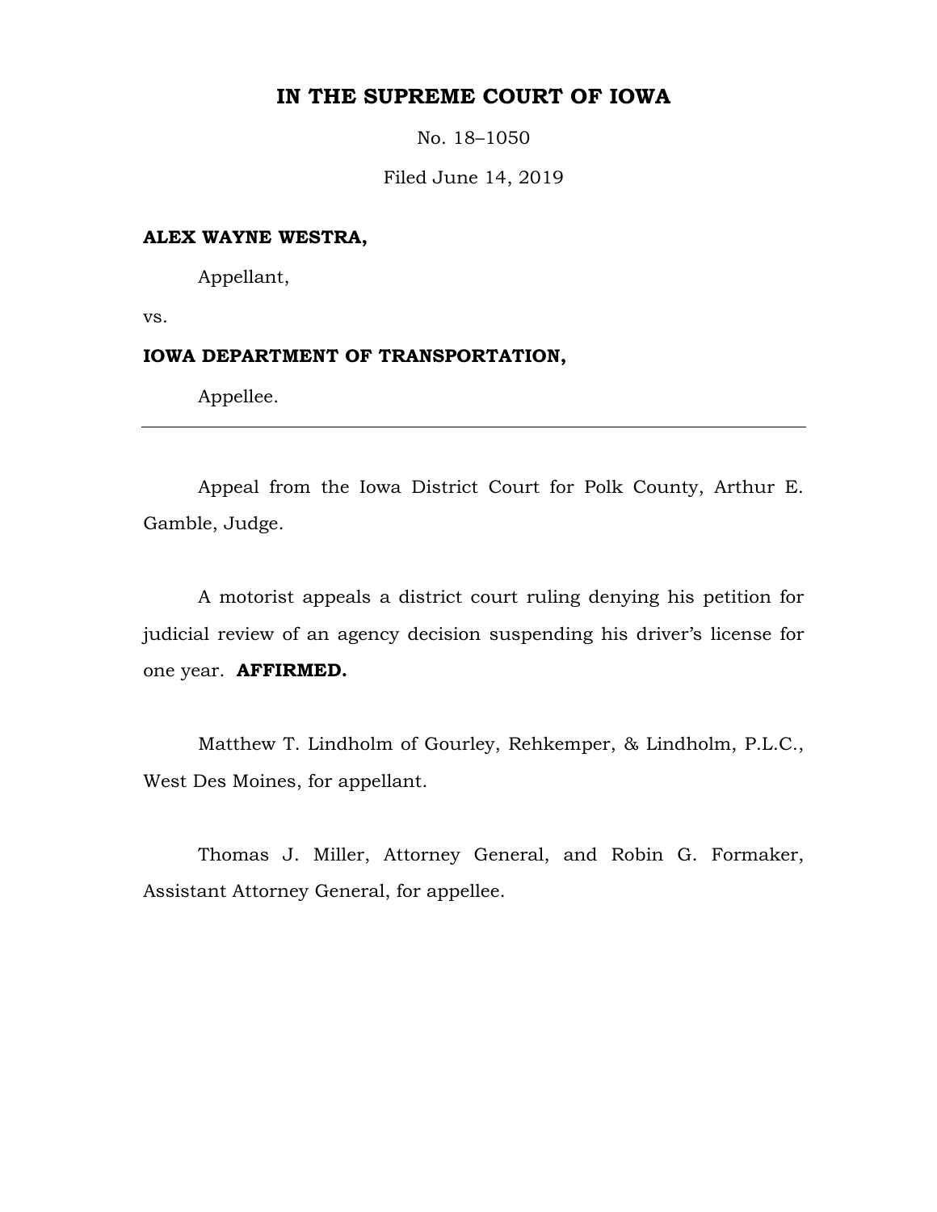# IN THE SUPREME COURT OF IOWA

No. 18–1050

Filed June 14, 2019

**ALEX WAYNE WESTRA,**

Appellant,

vs.

**IOWA DEPARTMENT OF TRANSPORTATION,**

Appellee.

---

Appeal from the Iowa District Court for Polk County, Arthur E. Gamble, Judge.

A motorist appeals a district court ruling denying his petition for judicial review of an agency decision suspending his driver's license for one year. **AFFIRMED.**

Matthew T. Lindholm of Gourley, Rehkemper, & Lindholm, P.L.C., West Des Moines, for appellant.

Thomas J. Miller, Attorney General, and Robin G. Formaker, Assistant Attorney General, for appellee.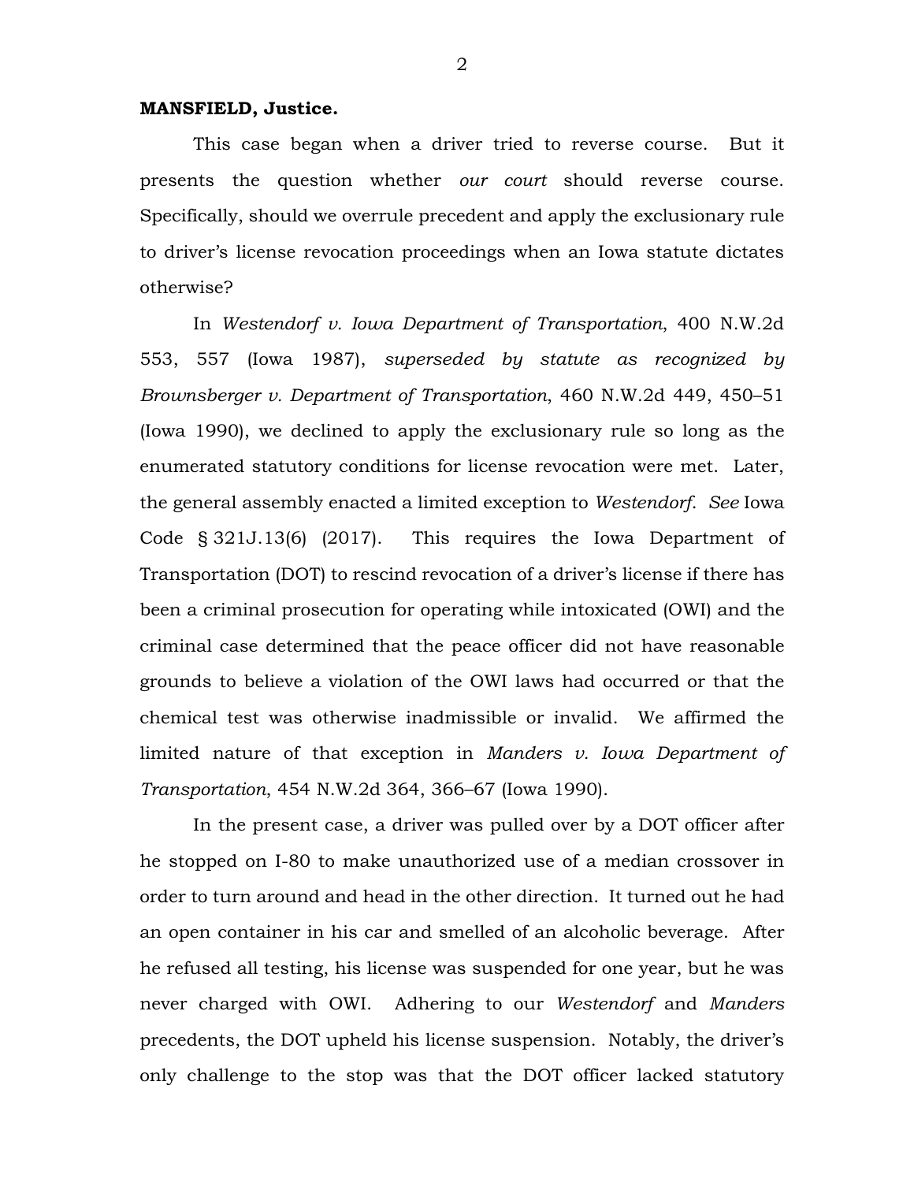**MANSFIELD, Justice.**

This case began when a driver tried to reverse course. But it presents the question whether *our court* should reverse course. Specifically, should we overrule precedent and apply the exclusionary rule to driver's license revocation proceedings when an Iowa statute dictates otherwise?

In *Westendorf v. Iowa Department of Transportation*, 400 N.W.2d 553, 557 (Iowa 1987), *superseded by statute as recognized by Brownsberger v. Department of Transportation*, 460 N.W.2d 449, 450–51 (Iowa 1990), we declined to apply the exclusionary rule so long as the enumerated statutory conditions for license revocation were met. Later, the general assembly enacted a limited exception to *Westendorf*. *See* Iowa Code § 321J.13(6) (2017). This requires the Iowa Department of Transportation (DOT) to rescind revocation of a driver's license if there has been a criminal prosecution for operating while intoxicated (OWI) and the criminal case determined that the peace officer did not have reasonable grounds to believe a violation of the OWI laws had occurred or that the chemical test was otherwise inadmissible or invalid. We affirmed the limited nature of that exception in *Manders v. Iowa Department of Transportation*, 454 N.W.2d 364, 366–67 (Iowa 1990).

In the present case, a driver was pulled over by a DOT officer after he stopped on I-80 to make unauthorized use of a median crossover in order to turn around and head in the other direction. It turned out he had an open container in his car and smelled of an alcoholic beverage. After he refused all testing, his license was suspended for one year, but he was never charged with OWI. Adhering to our *Westendorf* and *Manders* precedents, the DOT upheld his license suspension. Notably, the driver's only challenge to the stop was that the DOT officer lacked statutory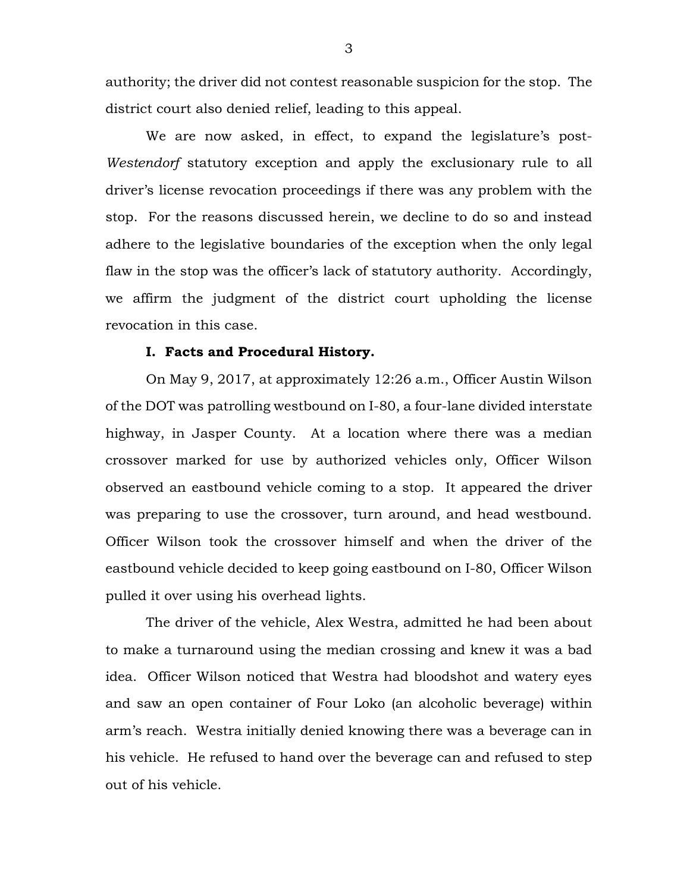authority; the driver did not contest reasonable suspicion for the stop. The district court also denied relief, leading to this appeal.

We are now asked, in effect, to expand the legislature's post-*Westendorf* statutory exception and apply the exclusionary rule to all driver's license revocation proceedings if there was any problem with the stop. For the reasons discussed herein, we decline to do so and instead adhere to the legislative boundaries of the exception when the only legal flaw in the stop was the officer's lack of statutory authority. Accordingly, we affirm the judgment of the district court upholding the license revocation in this case.

## I. Facts and Procedural History.

On May 9, 2017, at approximately 12:26 a.m., Officer Austin Wilson of the DOT was patrolling westbound on I-80, a four-lane divided interstate highway, in Jasper County. At a location where there was a median crossover marked for use by authorized vehicles only, Officer Wilson observed an eastbound vehicle coming to a stop. It appeared the driver was preparing to use the crossover, turn around, and head westbound. Officer Wilson took the crossover himself and when the driver of the eastbound vehicle decided to keep going eastbound on I-80, Officer Wilson pulled it over using his overhead lights.

The driver of the vehicle, Alex Westra, admitted he had been about to make a turnaround using the median crossing and knew it was a bad idea. Officer Wilson noticed that Westra had bloodshot and watery eyes and saw an open container of Four Loko (an alcoholic beverage) within arm's reach. Westra initially denied knowing there was a beverage can in his vehicle. He refused to hand over the beverage can and refused to step out of his vehicle.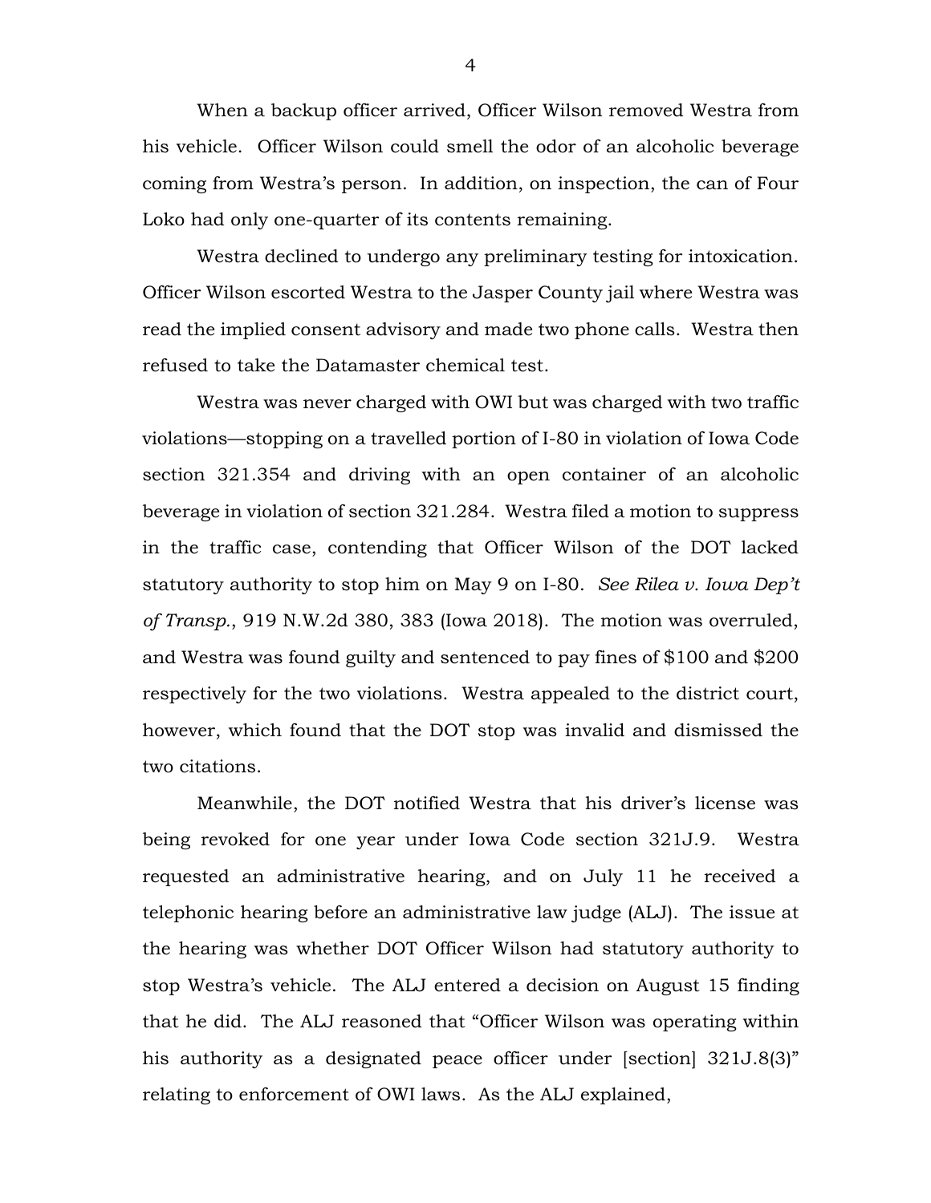When a backup officer arrived, Officer Wilson removed Westra from his vehicle. Officer Wilson could smell the odor of an alcoholic beverage coming from Westra's person. In addition, on inspection, the can of Four Loko had only one-quarter of its contents remaining.

Westra declined to undergo any preliminary testing for intoxication. Officer Wilson escorted Westra to the Jasper County jail where Westra was read the implied consent advisory and made two phone calls. Westra then refused to take the Datamaster chemical test.

Westra was never charged with OWI but was charged with two traffic violations—stopping on a travelled portion of I-80 in violation of Iowa Code section 321.354 and driving with an open container of an alcoholic beverage in violation of section 321.284. Westra filed a motion to suppress in the traffic case, contending that Officer Wilson of the DOT lacked statutory authority to stop him on May 9 on I-80. *See Rilea v. Iowa Dep't of Transp.*, 919 N.W.2d 380, 383 (Iowa 2018). The motion was overruled, and Westra was found guilty and sentenced to pay fines of $100 and $200 respectively for the two violations. Westra appealed to the district court, however, which found that the DOT stop was invalid and dismissed the two citations.

Meanwhile, the DOT notified Westra that his driver's license was being revoked for one year under Iowa Code section 321J.9. Westra requested an administrative hearing, and on July 11 he received a telephonic hearing before an administrative law judge (ALJ). The issue at the hearing was whether DOT Officer Wilson had statutory authority to stop Westra's vehicle. The ALJ entered a decision on August 15 finding that he did. The ALJ reasoned that "Officer Wilson was operating within his authority as a designated peace officer under [section] 321J.8(3)" relating to enforcement of OWI laws. As the ALJ explained,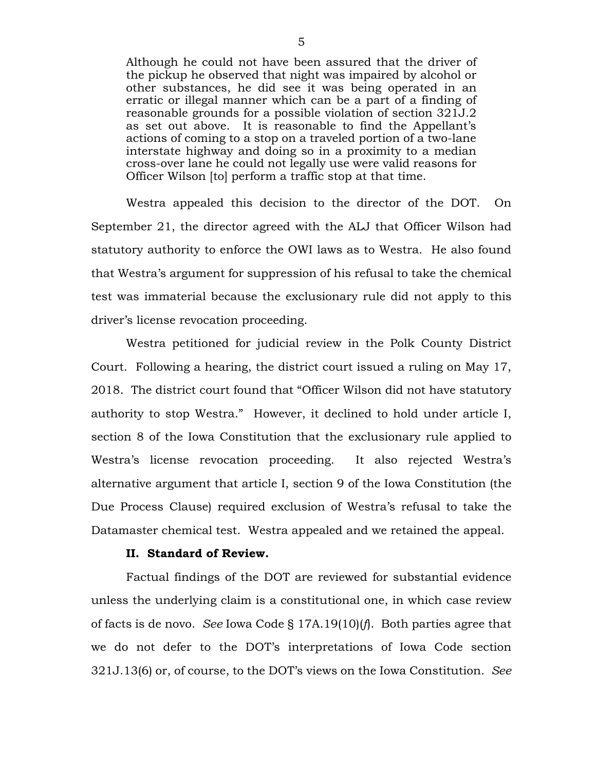> Although he could not have been assured that the driver of the pickup he observed that night was impaired by alcohol or other substances, he did see it was being operated in an erratic or illegal manner which can be a part of a finding of reasonable grounds for a possible violation of section 321J.2 as set out above. It is reasonable to find the Appellant's actions of coming to a stop on a traveled portion of a two-lane interstate highway and doing so in a proximity to a median cross-over lane he could not legally use were valid reasons for Officer Wilson [to] perform a traffic stop at that time.

Westra appealed this decision to the director of the DOT. On September 21, the director agreed with the ALJ that Officer Wilson had statutory authority to enforce the OWI laws as to Westra. He also found that Westra's argument for suppression of his refusal to take the chemical test was immaterial because the exclusionary rule did not apply to this driver's license revocation proceeding.

Westra petitioned for judicial review in the Polk County District Court. Following a hearing, the district court issued a ruling on May 17, 2018. The district court found that "Officer Wilson did not have statutory authority to stop Westra." However, it declined to hold under article I, section 8 of the Iowa Constitution that the exclusionary rule applied to Westra's license revocation proceeding. It also rejected Westra's alternative argument that article I, section 9 of the Iowa Constitution (the Due Process Clause) required exclusion of Westra's refusal to take the Datamaster chemical test. Westra appealed and we retained the appeal.

**II. Standard of Review.**

Factual findings of the DOT are reviewed for substantial evidence unless the underlying claim is a constitutional one, in which case review of facts is de novo. *See* Iowa Code § 17A.19(10)(*f*). Both parties agree that we do not defer to the DOT's interpretations of Iowa Code section 321J.13(6) or, of course, to the DOT's views on the Iowa Constitution. *See*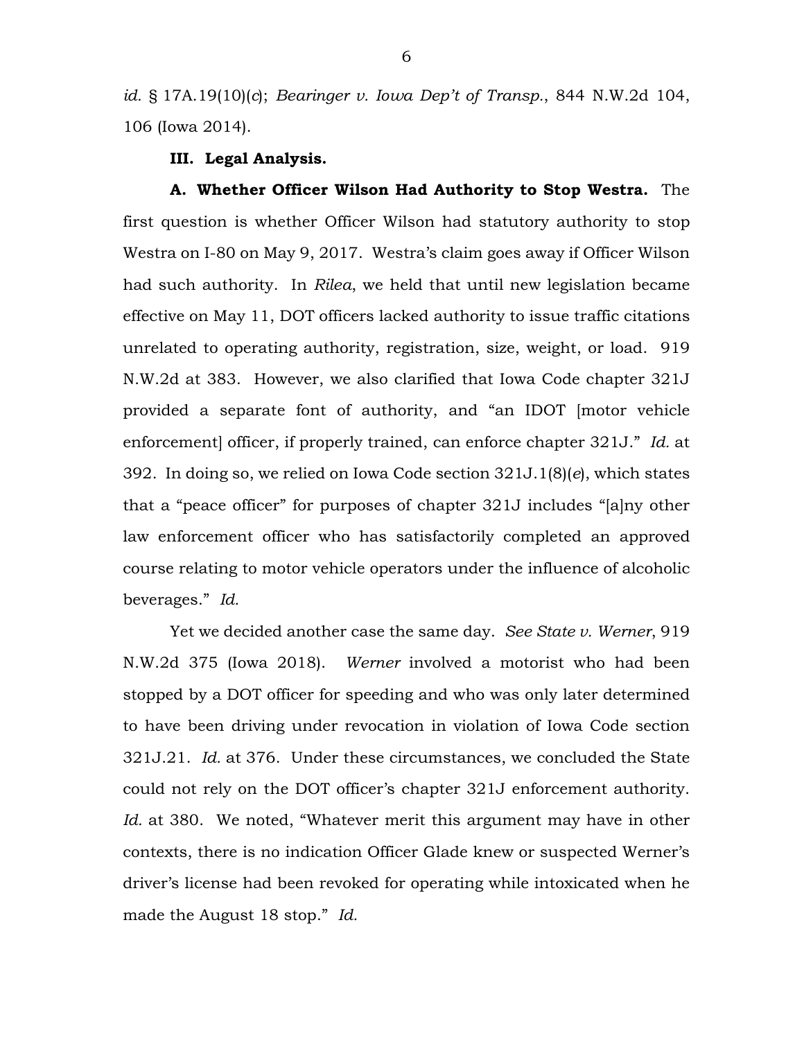*id.* § 17A.19(10)(*c*); *Bearinger v. Iowa Dep't of Transp.*, 844 N.W.2d 104, 106 (Iowa 2014).

**III. Legal Analysis.**

**A. Whether Officer Wilson Had Authority to Stop Westra.** The first question is whether Officer Wilson had statutory authority to stop Westra on I-80 on May 9, 2017. Westra's claim goes away if Officer Wilson had such authority. In *Rilea*, we held that until new legislation became effective on May 11, DOT officers lacked authority to issue traffic citations unrelated to operating authority, registration, size, weight, or load. 919 N.W.2d at 383. However, we also clarified that Iowa Code chapter 321J provided a separate font of authority, and "an IDOT [motor vehicle enforcement] officer, if properly trained, can enforce chapter 321J." *Id.* at 392. In doing so, we relied on Iowa Code section 321J.1(8)(*e*), which states that a "peace officer" for purposes of chapter 321J includes "[a]ny other law enforcement officer who has satisfactorily completed an approved course relating to motor vehicle operators under the influence of alcoholic beverages." *Id.*

Yet we decided another case the same day. *See State v. Werner*, 919 N.W.2d 375 (Iowa 2018). *Werner* involved a motorist who had been stopped by a DOT officer for speeding and who was only later determined to have been driving under revocation in violation of Iowa Code section 321J.21. *Id.* at 376. Under these circumstances, we concluded the State could not rely on the DOT officer's chapter 321J enforcement authority. *Id.* at 380. We noted, "Whatever merit this argument may have in other contexts, there is no indication Officer Glade knew or suspected Werner's driver's license had been revoked for operating while intoxicated when he made the August 18 stop." *Id.*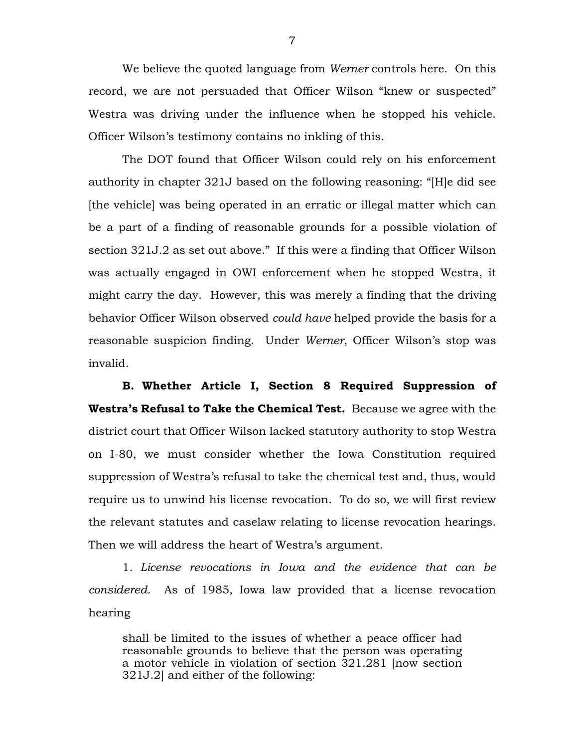We believe the quoted language from *Werner* controls here. On this record, we are not persuaded that Officer Wilson "knew or suspected" Westra was driving under the influence when he stopped his vehicle. Officer Wilson's testimony contains no inkling of this.

The DOT found that Officer Wilson could rely on his enforcement authority in chapter 321J based on the following reasoning: "[H]e did see [the vehicle] was being operated in an erratic or illegal matter which can be a part of a finding of reasonable grounds for a possible violation of section 321J.2 as set out above." If this were a finding that Officer Wilson was actually engaged in OWI enforcement when he stopped Westra, it might carry the day. However, this was merely a finding that the driving behavior Officer Wilson observed *could have* helped provide the basis for a reasonable suspicion finding. Under *Werner*, Officer Wilson's stop was invalid.

**B. Whether Article I, Section 8 Required Suppression of Westra's Refusal to Take the Chemical Test.** Because we agree with the district court that Officer Wilson lacked statutory authority to stop Westra on I-80, we must consider whether the Iowa Constitution required suppression of Westra's refusal to take the chemical test and, thus, would require us to unwind his license revocation. To do so, we will first review the relevant statutes and caselaw relating to license revocation hearings. Then we will address the heart of Westra's argument.

1. *License revocations in Iowa and the evidence that can be considered.* As of 1985, Iowa law provided that a license revocation hearing

> shall be limited to the issues of whether a peace officer had reasonable grounds to believe that the person was operating a motor vehicle in violation of section 321.281 [now section 321J.2] and either of the following: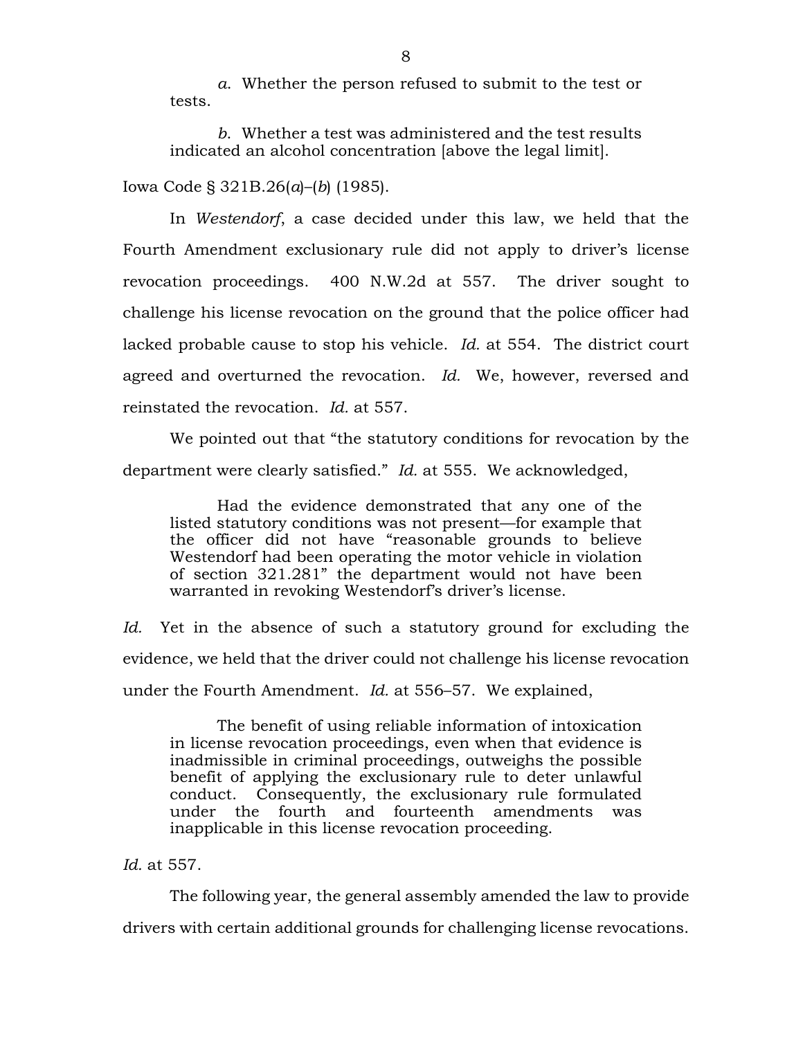> *a*. Whether the person refused to submit to the test or tests.
>
> *b*. Whether a test was administered and the test results indicated an alcohol concentration [above the legal limit].

Iowa Code § 321B.26(*a*)–(*b*) (1985).

In *Westendorf*, a case decided under this law, we held that the Fourth Amendment exclusionary rule did not apply to driver's license revocation proceedings. 400 N.W.2d at 557. The driver sought to challenge his license revocation on the ground that the police officer had lacked probable cause to stop his vehicle. *Id.* at 554. The district court agreed and overturned the revocation. *Id.* We, however, reversed and reinstated the revocation. *Id.* at 557.

We pointed out that "the statutory conditions for revocation by the department were clearly satisfied." *Id.* at 555. We acknowledged,

> Had the evidence demonstrated that any one of the listed statutory conditions was not present—for example that the officer did not have "reasonable grounds to believe Westendorf had been operating the motor vehicle in violation of section 321.281" the department would not have been warranted in revoking Westendorf's driver's license.

*Id.* Yet in the absence of such a statutory ground for excluding the evidence, we held that the driver could not challenge his license revocation under the Fourth Amendment. *Id.* at 556–57. We explained,

> The benefit of using reliable information of intoxication in license revocation proceedings, even when that evidence is inadmissible in criminal proceedings, outweighs the possible benefit of applying the exclusionary rule to deter unlawful conduct. Consequently, the exclusionary rule formulated under the fourth and fourteenth amendments was inapplicable in this license revocation proceeding.

*Id.* at 557.

The following year, the general assembly amended the law to provide drivers with certain additional grounds for challenging license revocations.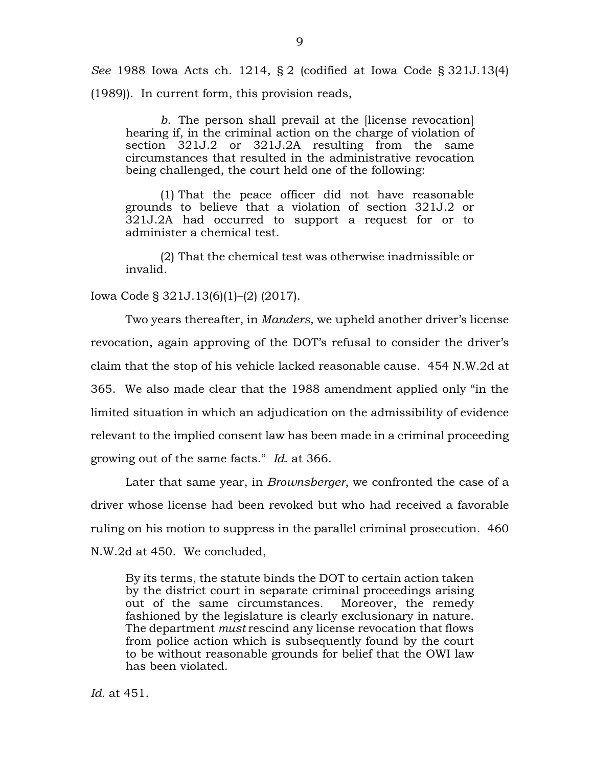*See* 1988 Iowa Acts ch. 1214, § 2 (codified at Iowa Code § 321J.13(4) (1989)). In current form, this provision reads,

> *b*. The person shall prevail at the [license revocation] hearing if, in the criminal action on the charge of violation of section 321J.2 or 321J.2A resulting from the same circumstances that resulted in the administrative revocation being challenged, the court held one of the following:
>
> (1) That the peace officer did not have reasonable grounds to believe that a violation of section 321J.2 or 321J.2A had occurred to support a request for or to administer a chemical test.
>
> (2) That the chemical test was otherwise inadmissible or invalid.

Iowa Code § 321J.13(6)(1)–(2) (2017).

Two years thereafter, in *Manders*, we upheld another driver's license revocation, again approving of the DOT's refusal to consider the driver's claim that the stop of his vehicle lacked reasonable cause. 454 N.W.2d at 365. We also made clear that the 1988 amendment applied only "in the limited situation in which an adjudication on the admissibility of evidence relevant to the implied consent law has been made in a criminal proceeding growing out of the same facts." *Id.* at 366.

Later that same year, in *Brownsberger*, we confronted the case of a driver whose license had been revoked but who had received a favorable ruling on his motion to suppress in the parallel criminal prosecution. 460 N.W.2d at 450. We concluded,

> By its terms, the statute binds the DOT to certain action taken by the district court in separate criminal proceedings arising out of the same circumstances. Moreover, the remedy fashioned by the legislature is clearly exclusionary in nature. The department *must* rescind any license revocation that flows from police action which is subsequently found by the court to be without reasonable grounds for belief that the OWI law has been violated.

*Id.* at 451.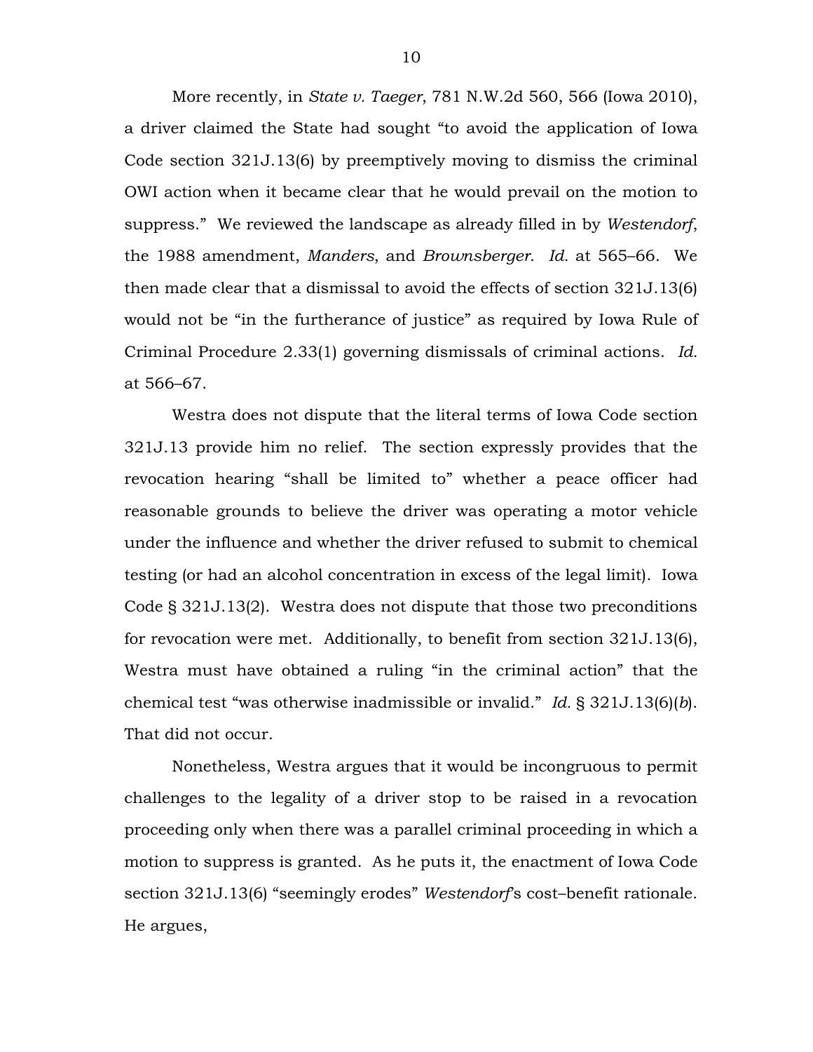More recently, in *State v. Taeger*, 781 N.W.2d 560, 566 (Iowa 2010), a driver claimed the State had sought "to avoid the application of Iowa Code section 321J.13(6) by preemptively moving to dismiss the criminal OWI action when it became clear that he would prevail on the motion to suppress." We reviewed the landscape as already filled in by *Westendorf*, the 1988 amendment, *Manders*, and *Brownsberger*. *Id.* at 565–66. We then made clear that a dismissal to avoid the effects of section 321J.13(6) would not be "in the furtherance of justice" as required by Iowa Rule of Criminal Procedure 2.33(1) governing dismissals of criminal actions. *Id.* at 566–67.

Westra does not dispute that the literal terms of Iowa Code section 321J.13 provide him no relief. The section expressly provides that the revocation hearing "shall be limited to" whether a peace officer had reasonable grounds to believe the driver was operating a motor vehicle under the influence and whether the driver refused to submit to chemical testing (or had an alcohol concentration in excess of the legal limit). Iowa Code § 321J.13(2). Westra does not dispute that those two preconditions for revocation were met. Additionally, to benefit from section 321J.13(6), Westra must have obtained a ruling "in the criminal action" that the chemical test "was otherwise inadmissible or invalid." *Id.* § 321J.13(6)(*b*). That did not occur.

Nonetheless, Westra argues that it would be incongruous to permit challenges to the legality of a driver stop to be raised in a revocation proceeding only when there was a parallel criminal proceeding in which a motion to suppress is granted. As he puts it, the enactment of Iowa Code section 321J.13(6) "seemingly erodes" *Westendorf*'s cost–benefit rationale. He argues,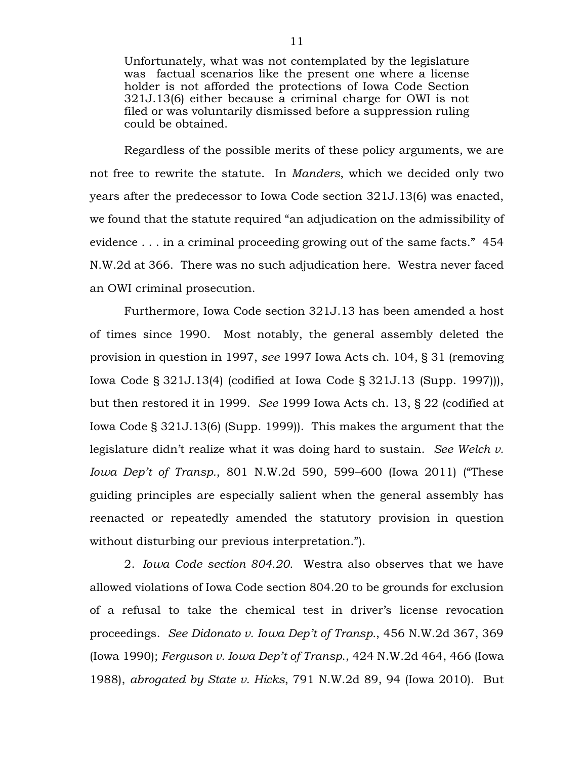> Unfortunately, what was not contemplated by the legislature was factual scenarios like the present one where a license holder is not afforded the protections of Iowa Code Section 321J.13(6) either because a criminal charge for OWI is not filed or was voluntarily dismissed before a suppression ruling could be obtained.

Regardless of the possible merits of these policy arguments, we are not free to rewrite the statute. In *Manders*, which we decided only two years after the predecessor to Iowa Code section 321J.13(6) was enacted, we found that the statute required "an adjudication on the admissibility of evidence . . . in a criminal proceeding growing out of the same facts." 454 N.W.2d at 366. There was no such adjudication here. Westra never faced an OWI criminal prosecution.

Furthermore, Iowa Code section 321J.13 has been amended a host of times since 1990. Most notably, the general assembly deleted the provision in question in 1997, *see* 1997 Iowa Acts ch. 104, § 31 (removing Iowa Code § 321J.13(4) (codified at Iowa Code § 321J.13 (Supp. 1997))), but then restored it in 1999. *See* 1999 Iowa Acts ch. 13, § 22 (codified at Iowa Code § 321J.13(6) (Supp. 1999)). This makes the argument that the legislature didn't realize what it was doing hard to sustain. *See Welch v. Iowa Dep't of Transp.*, 801 N.W.2d 590, 599–600 (Iowa 2011) ("These guiding principles are especially salient when the general assembly has reenacted or repeatedly amended the statutory provision in question without disturbing our previous interpretation.").

2. *Iowa Code section 804.20.* Westra also observes that we have allowed violations of Iowa Code section 804.20 to be grounds for exclusion of a refusal to take the chemical test in driver's license revocation proceedings. *See Didonato v. Iowa Dep't of Transp.*, 456 N.W.2d 367, 369 (Iowa 1990); *Ferguson v. Iowa Dep't of Transp.*, 424 N.W.2d 464, 466 (Iowa 1988), *abrogated by State v. Hicks*, 791 N.W.2d 89, 94 (Iowa 2010). But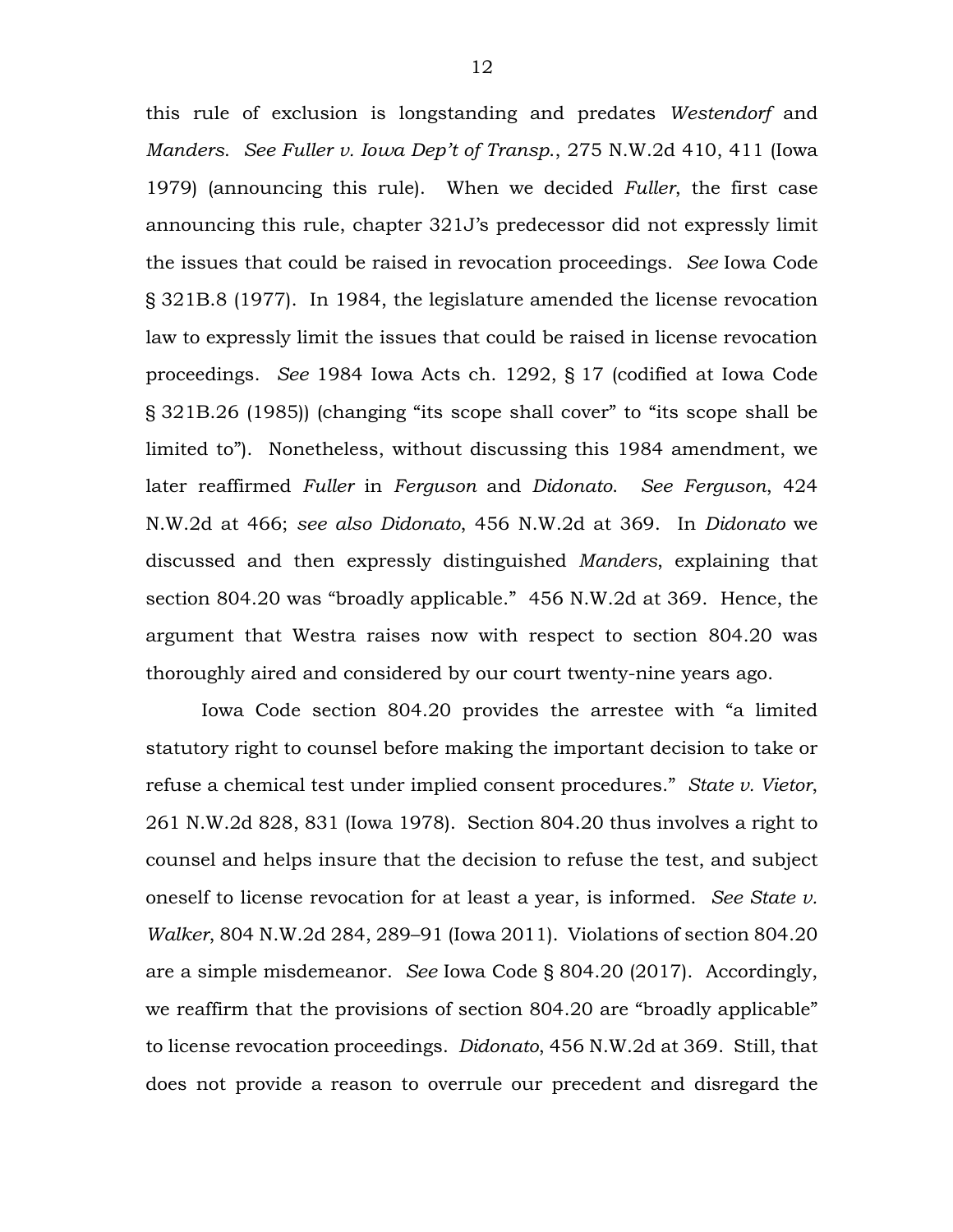this rule of exclusion is longstanding and predates *Westendorf* and *Manders*. *See Fuller v. Iowa Dep't of Transp.*, 275 N.W.2d 410, 411 (Iowa 1979) (announcing this rule). When we decided *Fuller*, the first case announcing this rule, chapter 321J's predecessor did not expressly limit the issues that could be raised in revocation proceedings. *See* Iowa Code § 321B.8 (1977). In 1984, the legislature amended the license revocation law to expressly limit the issues that could be raised in license revocation proceedings. *See* 1984 Iowa Acts ch. 1292, § 17 (codified at Iowa Code § 321B.26 (1985)) (changing "its scope shall cover" to "its scope shall be limited to"). Nonetheless, without discussing this 1984 amendment, we later reaffirmed *Fuller* in *Ferguson* and *Didonato*. *See Ferguson*, 424 N.W.2d at 466; *see also Didonato*, 456 N.W.2d at 369. In *Didonato* we discussed and then expressly distinguished *Manders*, explaining that section 804.20 was "broadly applicable." 456 N.W.2d at 369. Hence, the argument that Westra raises now with respect to section 804.20 was thoroughly aired and considered by our court twenty-nine years ago.

Iowa Code section 804.20 provides the arrestee with "a limited statutory right to counsel before making the important decision to take or refuse a chemical test under implied consent procedures." *State v. Vietor*, 261 N.W.2d 828, 831 (Iowa 1978). Section 804.20 thus involves a right to counsel and helps insure that the decision to refuse the test, and subject oneself to license revocation for at least a year, is informed. *See State v. Walker*, 804 N.W.2d 284, 289–91 (Iowa 2011). Violations of section 804.20 are a simple misdemeanor. *See* Iowa Code § 804.20 (2017). Accordingly, we reaffirm that the provisions of section 804.20 are "broadly applicable" to license revocation proceedings. *Didonato*, 456 N.W.2d at 369. Still, that does not provide a reason to overrule our precedent and disregard the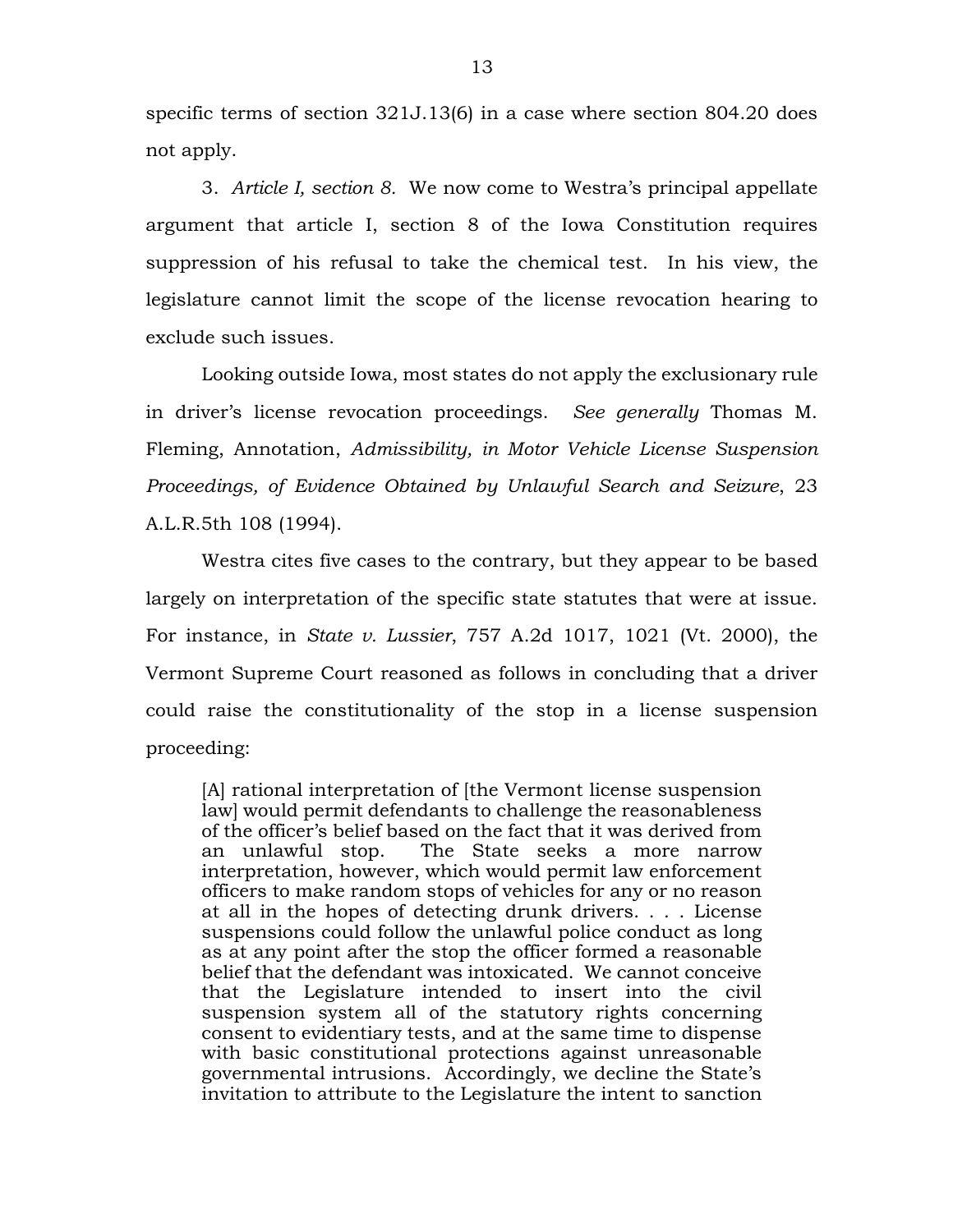specific terms of section 321J.13(6) in a case where section 804.20 does not apply.

3. *Article I, section 8.* We now come to Westra's principal appellate argument that article I, section 8 of the Iowa Constitution requires suppression of his refusal to take the chemical test. In his view, the legislature cannot limit the scope of the license revocation hearing to exclude such issues.

Looking outside Iowa, most states do not apply the exclusionary rule in driver's license revocation proceedings. *See generally* Thomas M. Fleming, Annotation, *Admissibility, in Motor Vehicle License Suspension Proceedings, of Evidence Obtained by Unlawful Search and Seizure*, 23 A.L.R.5th 108 (1994).

Westra cites five cases to the contrary, but they appear to be based largely on interpretation of the specific state statutes that were at issue. For instance, in *State v. Lussier*, 757 A.2d 1017, 1021 (Vt. 2000), the Vermont Supreme Court reasoned as follows in concluding that a driver could raise the constitutionality of the stop in a license suspension proceeding:

> [A] rational interpretation of [the Vermont license suspension law] would permit defendants to challenge the reasonableness of the officer's belief based on the fact that it was derived from an unlawful stop. The State seeks a more narrow interpretation, however, which would permit law enforcement officers to make random stops of vehicles for any or no reason at all in the hopes of detecting drunk drivers. . . . License suspensions could follow the unlawful police conduct as long as at any point after the stop the officer formed a reasonable belief that the defendant was intoxicated. We cannot conceive that the Legislature intended to insert into the civil suspension system all of the statutory rights concerning consent to evidentiary tests, and at the same time to dispense with basic constitutional protections against unreasonable governmental intrusions. Accordingly, we decline the State's invitation to attribute to the Legislature the intent to sanction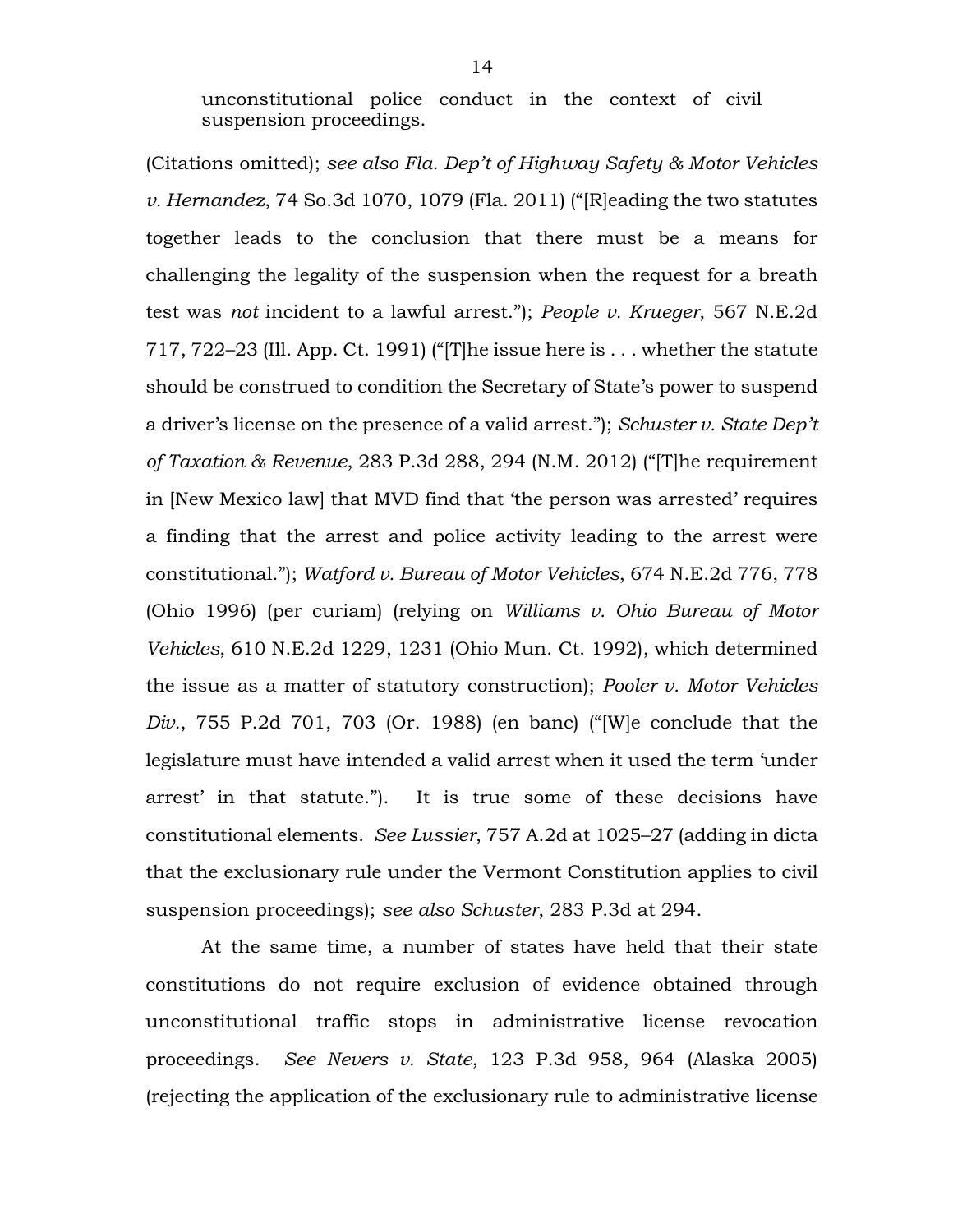unconstitutional police conduct in the context of civil suspension proceedings.

(Citations omitted); *see also Fla. Dep't of Highway Safety & Motor Vehicles v. Hernandez*, 74 So.3d 1070, 1079 (Fla. 2011) ("[R]eading the two statutes together leads to the conclusion that there must be a means for challenging the legality of the suspension when the request for a breath test was *not* incident to a lawful arrest."); *People v. Krueger*, 567 N.E.2d 717, 722–23 (Ill. App. Ct. 1991) ("[T]he issue here is . . . whether the statute should be construed to condition the Secretary of State's power to suspend a driver's license on the presence of a valid arrest."); *Schuster v. State Dep't of Taxation & Revenue*, 283 P.3d 288, 294 (N.M. 2012) ("[T]he requirement in [New Mexico law] that MVD find that 'the person was arrested' requires a finding that the arrest and police activity leading to the arrest were constitutional."); *Watford v. Bureau of Motor Vehicles*, 674 N.E.2d 776, 778 (Ohio 1996) (per curiam) (relying on *Williams v. Ohio Bureau of Motor Vehicles*, 610 N.E.2d 1229, 1231 (Ohio Mun. Ct. 1992), which determined the issue as a matter of statutory construction); *Pooler v. Motor Vehicles Div.*, 755 P.2d 701, 703 (Or. 1988) (en banc) ("[W]e conclude that the legislature must have intended a valid arrest when it used the term 'under arrest' in that statute."). It is true some of these decisions have constitutional elements. *See Lussier*, 757 A.2d at 1025–27 (adding in dicta that the exclusionary rule under the Vermont Constitution applies to civil suspension proceedings); *see also Schuster*, 283 P.3d at 294.

At the same time, a number of states have held that their state constitutions do not require exclusion of evidence obtained through unconstitutional traffic stops in administrative license revocation proceedings. *See Nevers v. State*, 123 P.3d 958, 964 (Alaska 2005) (rejecting the application of the exclusionary rule to administrative license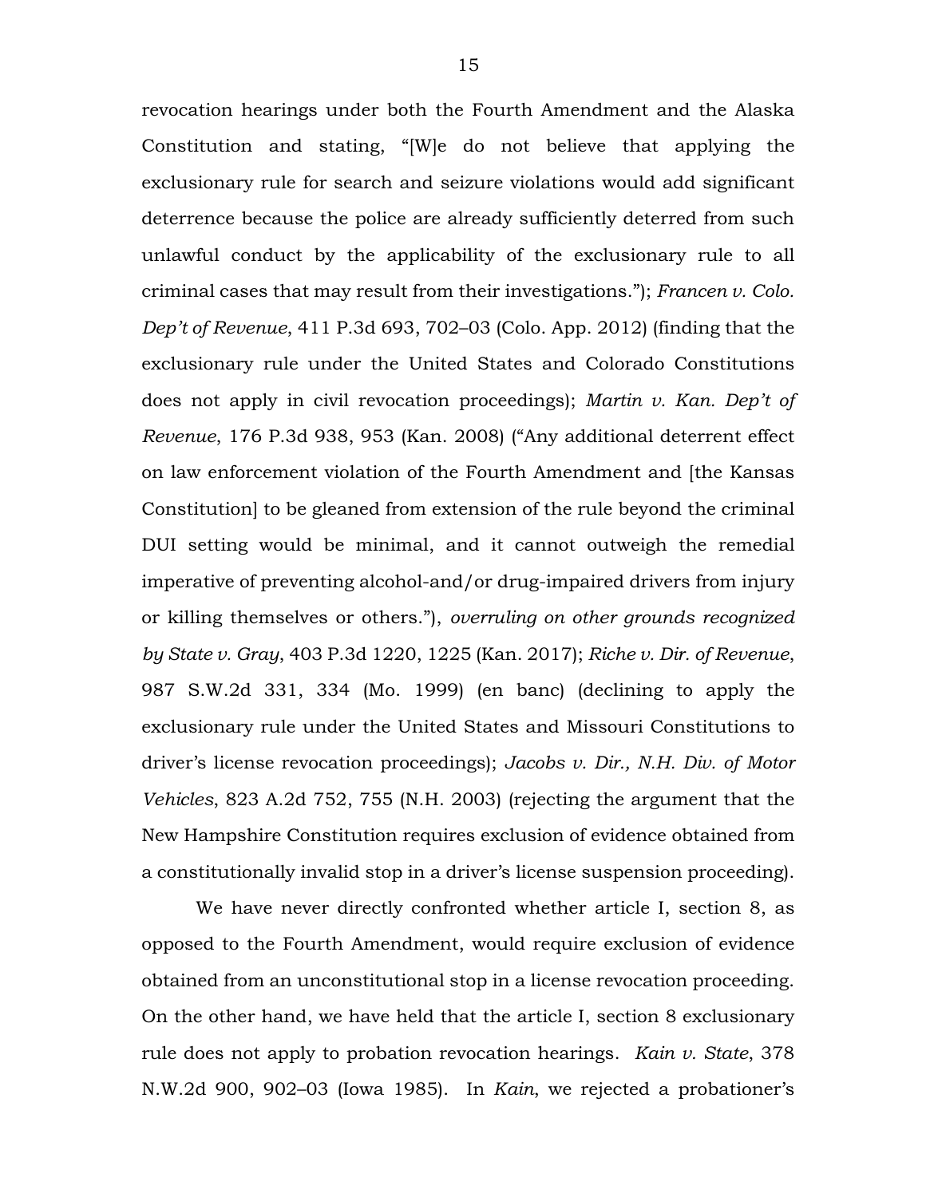revocation hearings under both the Fourth Amendment and the Alaska Constitution and stating, "[W]e do not believe that applying the exclusionary rule for search and seizure violations would add significant deterrence because the police are already sufficiently deterred from such unlawful conduct by the applicability of the exclusionary rule to all criminal cases that may result from their investigations."); *Francen v. Colo. Dep't of Revenue*, 411 P.3d 693, 702–03 (Colo. App. 2012) (finding that the exclusionary rule under the United States and Colorado Constitutions does not apply in civil revocation proceedings); *Martin v. Kan. Dep't of Revenue*, 176 P.3d 938, 953 (Kan. 2008) ("Any additional deterrent effect on law enforcement violation of the Fourth Amendment and [the Kansas Constitution] to be gleaned from extension of the rule beyond the criminal DUI setting would be minimal, and it cannot outweigh the remedial imperative of preventing alcohol-and/or drug-impaired drivers from injury or killing themselves or others."), *overruling on other grounds recognized by State v. Gray*, 403 P.3d 1220, 1225 (Kan. 2017); *Riche v. Dir. of Revenue*, 987 S.W.2d 331, 334 (Mo. 1999) (en banc) (declining to apply the exclusionary rule under the United States and Missouri Constitutions to driver's license revocation proceedings); *Jacobs v. Dir., N.H. Div. of Motor Vehicles*, 823 A.2d 752, 755 (N.H. 2003) (rejecting the argument that the New Hampshire Constitution requires exclusion of evidence obtained from a constitutionally invalid stop in a driver's license suspension proceeding).

We have never directly confronted whether article I, section 8, as opposed to the Fourth Amendment, would require exclusion of evidence obtained from an unconstitutional stop in a license revocation proceeding. On the other hand, we have held that the article I, section 8 exclusionary rule does not apply to probation revocation hearings. *Kain v. State*, 378 N.W.2d 900, 902–03 (Iowa 1985). In *Kain*, we rejected a probationer's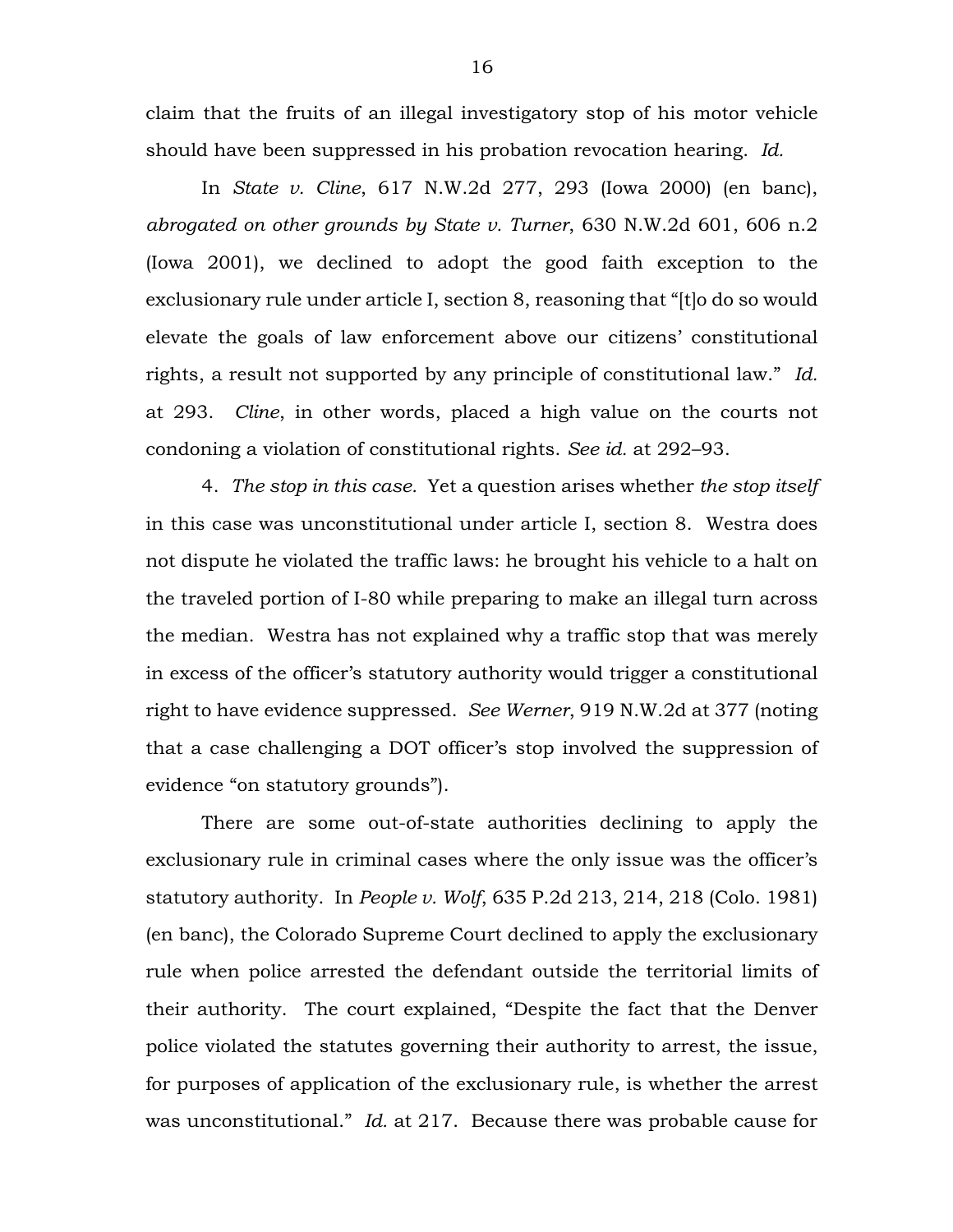claim that the fruits of an illegal investigatory stop of his motor vehicle should have been suppressed in his probation revocation hearing. *Id.*

In *State v. Cline*, 617 N.W.2d 277, 293 (Iowa 2000) (en banc), *abrogated on other grounds by State v. Turner*, 630 N.W.2d 601, 606 n.2 (Iowa 2001), we declined to adopt the good faith exception to the exclusionary rule under article I, section 8, reasoning that "[t]o do so would elevate the goals of law enforcement above our citizens' constitutional rights, a result not supported by any principle of constitutional law." *Id.* at 293. *Cline*, in other words, placed a high value on the courts not condoning a violation of constitutional rights. *See id.* at 292–93.

4. *The stop in this case.* Yet a question arises whether *the stop itself* in this case was unconstitutional under article I, section 8. Westra does not dispute he violated the traffic laws: he brought his vehicle to a halt on the traveled portion of I-80 while preparing to make an illegal turn across the median. Westra has not explained why a traffic stop that was merely in excess of the officer's statutory authority would trigger a constitutional right to have evidence suppressed. *See Werner*, 919 N.W.2d at 377 (noting that a case challenging a DOT officer's stop involved the suppression of evidence "on statutory grounds").

There are some out-of-state authorities declining to apply the exclusionary rule in criminal cases where the only issue was the officer's statutory authority. In *People v. Wolf*, 635 P.2d 213, 214, 218 (Colo. 1981) (en banc), the Colorado Supreme Court declined to apply the exclusionary rule when police arrested the defendant outside the territorial limits of their authority. The court explained, "Despite the fact that the Denver police violated the statutes governing their authority to arrest, the issue, for purposes of application of the exclusionary rule, is whether the arrest was unconstitutional." *Id.* at 217. Because there was probable cause for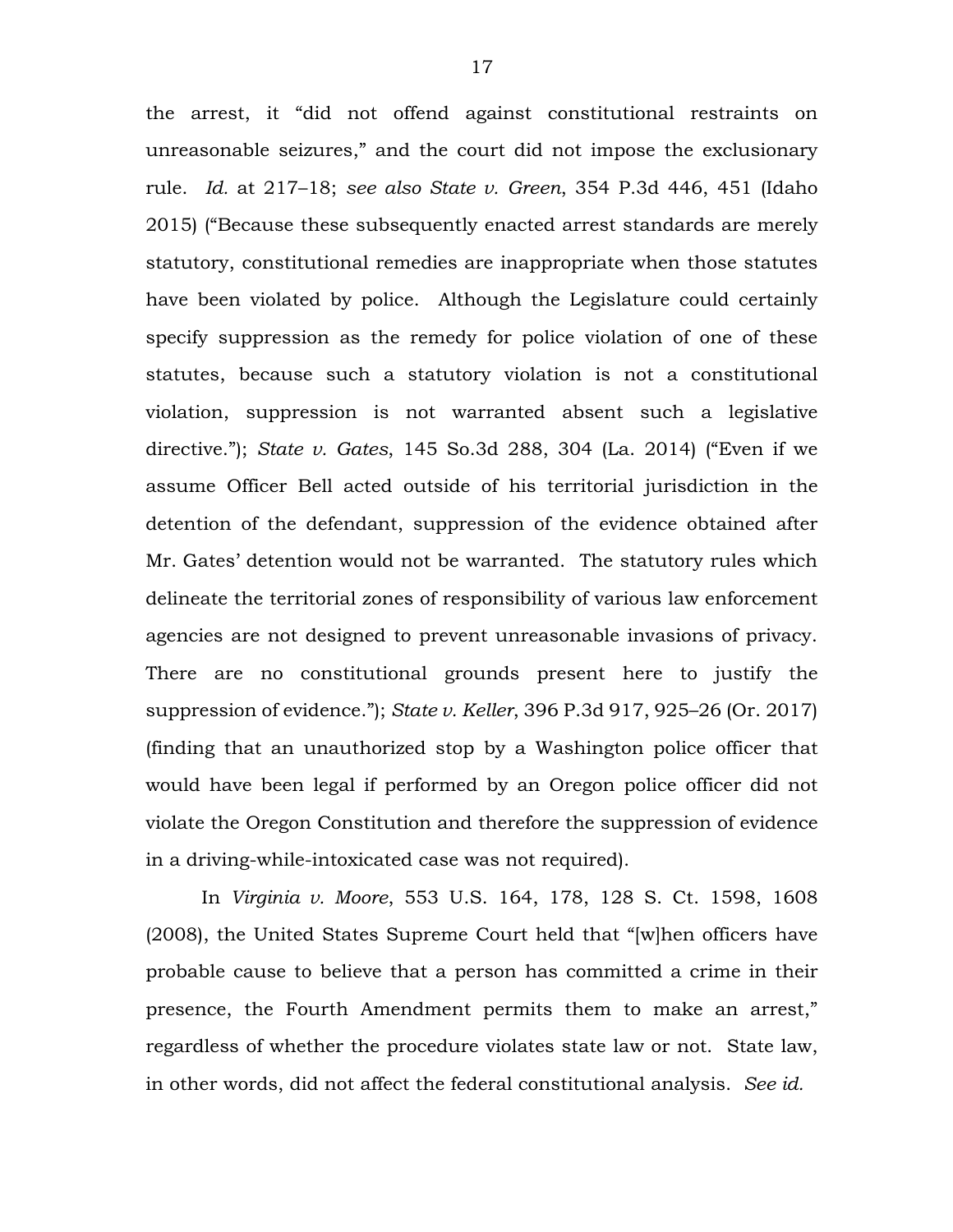the arrest, it "did not offend against constitutional restraints on unreasonable seizures," and the court did not impose the exclusionary rule. *Id.* at 217–18; *see also State v. Green*, 354 P.3d 446, 451 (Idaho 2015) ("Because these subsequently enacted arrest standards are merely statutory, constitutional remedies are inappropriate when those statutes have been violated by police. Although the Legislature could certainly specify suppression as the remedy for police violation of one of these statutes, because such a statutory violation is not a constitutional violation, suppression is not warranted absent such a legislative directive."); *State v. Gates*, 145 So.3d 288, 304 (La. 2014) ("Even if we assume Officer Bell acted outside of his territorial jurisdiction in the detention of the defendant, suppression of the evidence obtained after Mr. Gates' detention would not be warranted. The statutory rules which delineate the territorial zones of responsibility of various law enforcement agencies are not designed to prevent unreasonable invasions of privacy. There are no constitutional grounds present here to justify the suppression of evidence."); *State v. Keller*, 396 P.3d 917, 925–26 (Or. 2017) (finding that an unauthorized stop by a Washington police officer that would have been legal if performed by an Oregon police officer did not violate the Oregon Constitution and therefore the suppression of evidence in a driving-while-intoxicated case was not required).

In *Virginia v. Moore*, 553 U.S. 164, 178, 128 S. Ct. 1598, 1608 (2008), the United States Supreme Court held that "[w]hen officers have probable cause to believe that a person has committed a crime in their presence, the Fourth Amendment permits them to make an arrest," regardless of whether the procedure violates state law or not. State law, in other words, did not affect the federal constitutional analysis. *See id.*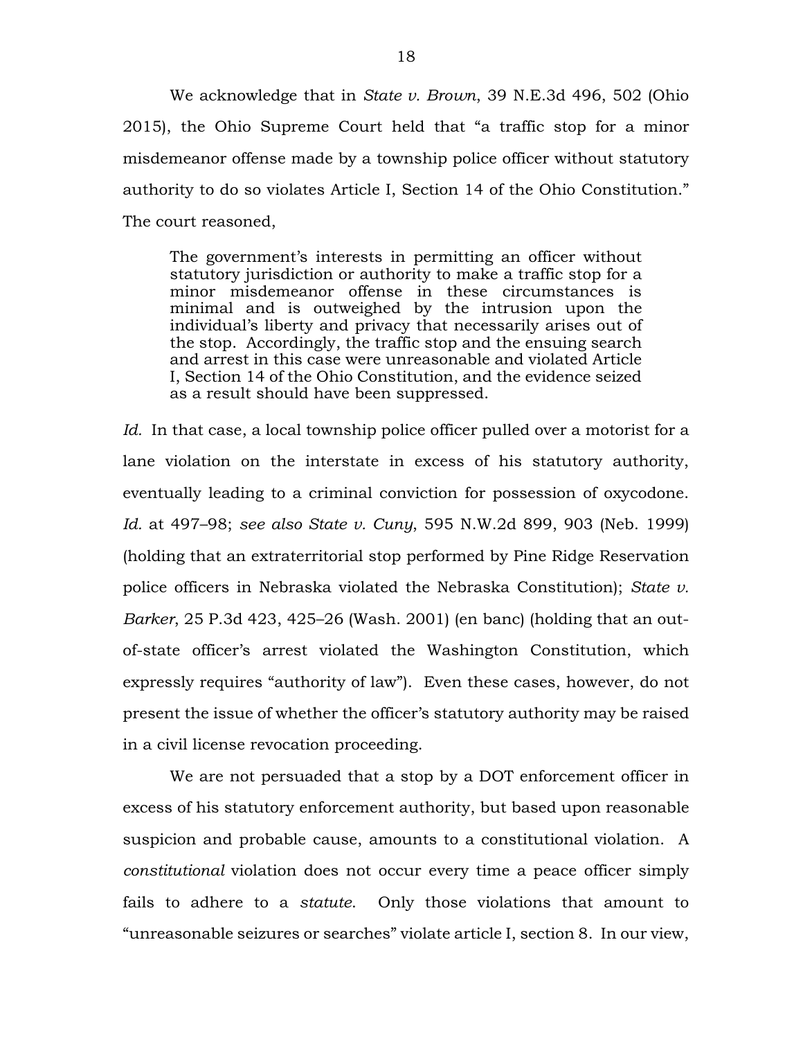We acknowledge that in *State v. Brown*, 39 N.E.3d 496, 502 (Ohio 2015), the Ohio Supreme Court held that "a traffic stop for a minor misdemeanor offense made by a township police officer without statutory authority to do so violates Article I, Section 14 of the Ohio Constitution." The court reasoned,

> The government's interests in permitting an officer without statutory jurisdiction or authority to make a traffic stop for a minor misdemeanor offense in these circumstances is minimal and is outweighed by the intrusion upon the individual's liberty and privacy that necessarily arises out of the stop. Accordingly, the traffic stop and the ensuing search and arrest in this case were unreasonable and violated Article I, Section 14 of the Ohio Constitution, and the evidence seized as a result should have been suppressed.

*Id.* In that case, a local township police officer pulled over a motorist for a lane violation on the interstate in excess of his statutory authority, eventually leading to a criminal conviction for possession of oxycodone. *Id.* at 497–98; *see also State v. Cuny*, 595 N.W.2d 899, 903 (Neb. 1999) (holding that an extraterritorial stop performed by Pine Ridge Reservation police officers in Nebraska violated the Nebraska Constitution); *State v. Barker*, 25 P.3d 423, 425–26 (Wash. 2001) (en banc) (holding that an out-of-state officer's arrest violated the Washington Constitution, which expressly requires "authority of law"). Even these cases, however, do not present the issue of whether the officer's statutory authority may be raised in a civil license revocation proceeding.

We are not persuaded that a stop by a DOT enforcement officer in excess of his statutory enforcement authority, but based upon reasonable suspicion and probable cause, amounts to a constitutional violation. A *constitutional* violation does not occur every time a peace officer simply fails to adhere to a *statute*. Only those violations that amount to "unreasonable seizures or searches" violate article I, section 8. In our view,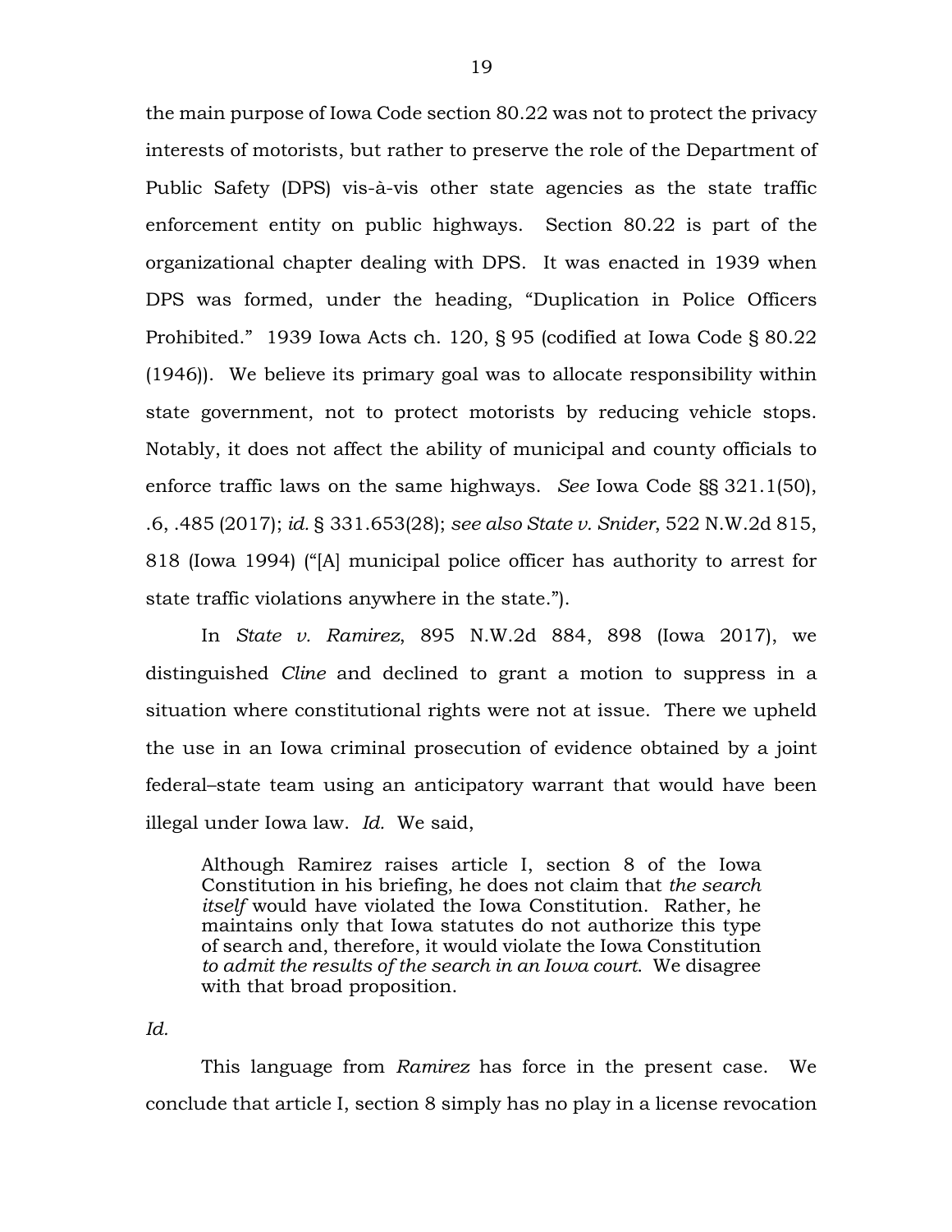the main purpose of Iowa Code section 80.22 was not to protect the privacy interests of motorists, but rather to preserve the role of the Department of Public Safety (DPS) vis-à-vis other state agencies as the state traffic enforcement entity on public highways. Section 80.22 is part of the organizational chapter dealing with DPS. It was enacted in 1939 when DPS was formed, under the heading, "Duplication in Police Officers Prohibited." 1939 Iowa Acts ch. 120, § 95 (codified at Iowa Code § 80.22 (1946)). We believe its primary goal was to allocate responsibility within state government, not to protect motorists by reducing vehicle stops. Notably, it does not affect the ability of municipal and county officials to enforce traffic laws on the same highways. *See* Iowa Code §§ 321.1(50), .6, .485 (2017); *id.* § 331.653(28); *see also State v. Snider*, 522 N.W.2d 815, 818 (Iowa 1994) ("[A] municipal police officer has authority to arrest for state traffic violations anywhere in the state.").

In *State v. Ramirez*, 895 N.W.2d 884, 898 (Iowa 2017), we distinguished *Cline* and declined to grant a motion to suppress in a situation where constitutional rights were not at issue. There we upheld the use in an Iowa criminal prosecution of evidence obtained by a joint federal–state team using an anticipatory warrant that would have been illegal under Iowa law. *Id.* We said,

> Although Ramirez raises article I, section 8 of the Iowa Constitution in his briefing, he does not claim that *the search itself* would have violated the Iowa Constitution. Rather, he maintains only that Iowa statutes do not authorize this type of search and, therefore, it would violate the Iowa Constitution *to admit the results of the search in an Iowa court*. We disagree with that broad proposition.

*Id.*

This language from *Ramirez* has force in the present case. We conclude that article I, section 8 simply has no play in a license revocation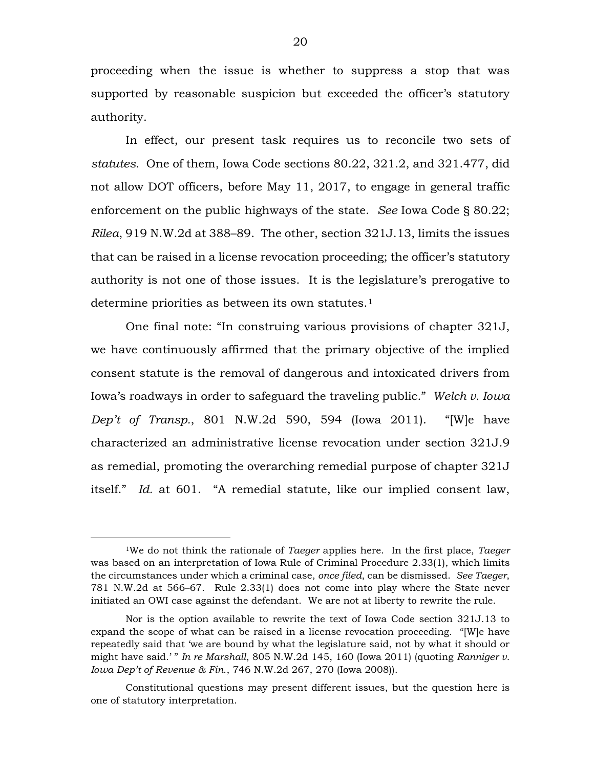proceeding when the issue is whether to suppress a stop that was supported by reasonable suspicion but exceeded the officer's statutory authority.

In effect, our present task requires us to reconcile two sets of *statutes*. One of them, Iowa Code sections 80.22, 321.2, and 321.477, did not allow DOT officers, before May 11, 2017, to engage in general traffic enforcement on the public highways of the state. *See* Iowa Code § 80.22; *Rilea*, 919 N.W.2d at 388–89. The other, section 321J.13, limits the issues that can be raised in a license revocation proceeding; the officer's statutory authority is not one of those issues. It is the legislature's prerogative to determine priorities as between its own statutes.[1]

One final note: "In construing various provisions of chapter 321J, we have continuously affirmed that the primary objective of the implied consent statute is the removal of dangerous and intoxicated drivers from Iowa's roadways in order to safeguard the traveling public." *Welch v. Iowa Dep't of Transp.*, 801 N.W.2d 590, 594 (Iowa 2011). "[W]e have characterized an administrative license revocation under section 321J.9 as remedial, promoting the overarching remedial purpose of chapter 321J itself." *Id.* at 601. "A remedial statute, like our implied consent law,

---

[1]We do not think the rationale of *Taeger* applies here. In the first place, *Taeger* was based on an interpretation of Iowa Rule of Criminal Procedure 2.33(1), which limits the circumstances under which a criminal case, *once filed*, can be dismissed. *See Taeger*, 781 N.W.2d at 566–67. Rule 2.33(1) does not come into play where the State never initiated an OWI case against the defendant. We are not at liberty to rewrite the rule.

Nor is the option available to rewrite the text of Iowa Code section 321J.13 to expand the scope of what can be raised in a license revocation proceeding. "[W]e have repeatedly said that 'we are bound by what the legislature said, not by what it should or might have said.' " *In re Marshall*, 805 N.W.2d 145, 160 (Iowa 2011) (quoting *Ranniger v. Iowa Dep't of Revenue & Fin.*, 746 N.W.2d 267, 270 (Iowa 2008)).

Constitutional questions may present different issues, but the question here is one of statutory interpretation.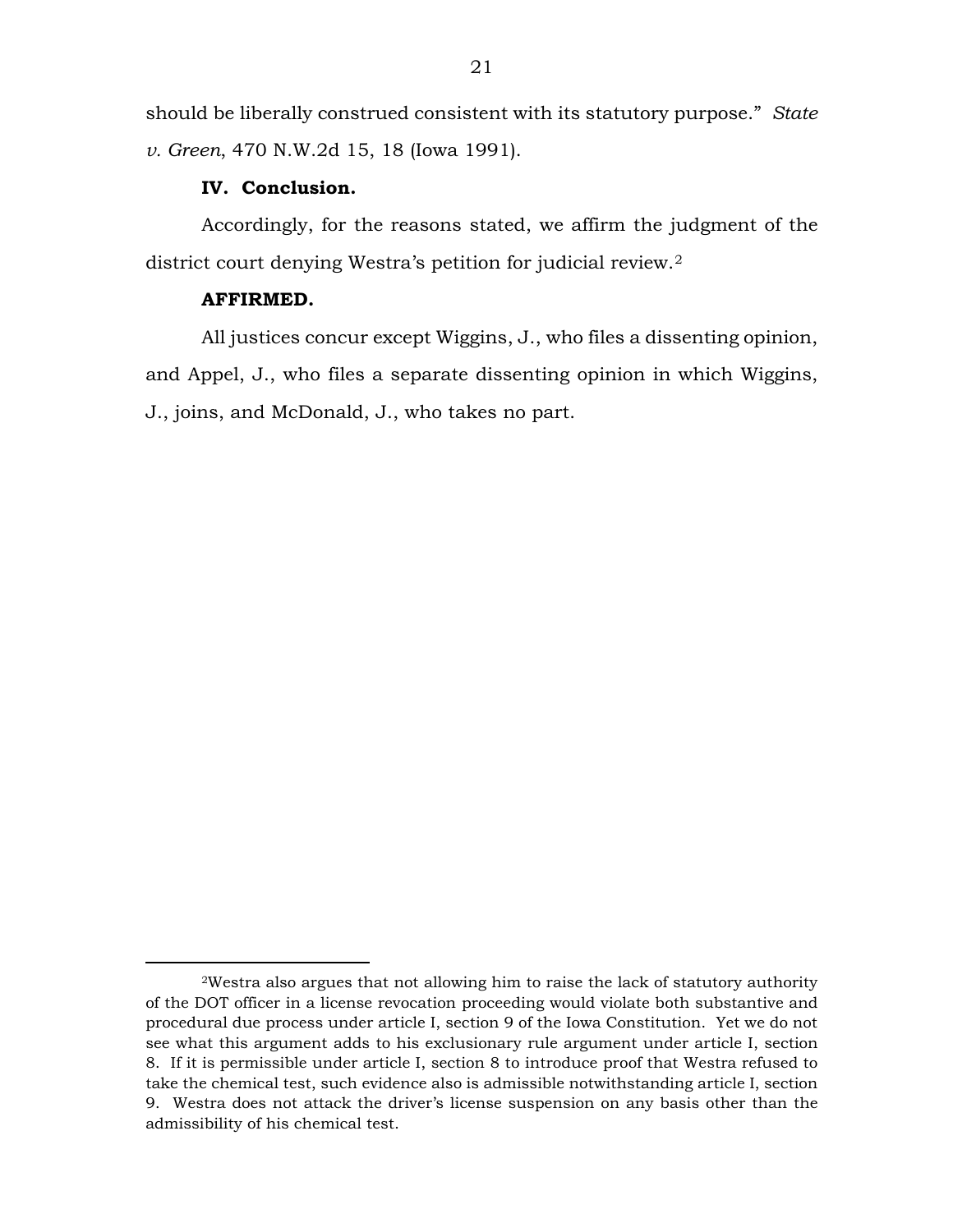should be liberally construed consistent with its statutory purpose." *State v. Green*, 470 N.W.2d 15, 18 (Iowa 1991).

**IV. Conclusion.**

Accordingly, for the reasons stated, we affirm the judgment of the district court denying Westra's petition for judicial review.[2]

**AFFIRMED.**

All justices concur except Wiggins, J., who files a dissenting opinion, and Appel, J., who files a separate dissenting opinion in which Wiggins, J., joins, and McDonald, J., who takes no part.

---

[2]Westra also argues that not allowing him to raise the lack of statutory authority of the DOT officer in a license revocation proceeding would violate both substantive and procedural due process under article I, section 9 of the Iowa Constitution. Yet we do not see what this argument adds to his exclusionary rule argument under article I, section 8. If it is permissible under article I, section 8 to introduce proof that Westra refused to take the chemical test, such evidence also is admissible notwithstanding article I, section 9. Westra does not attack the driver's license suspension on any basis other than the admissibility of his chemical test.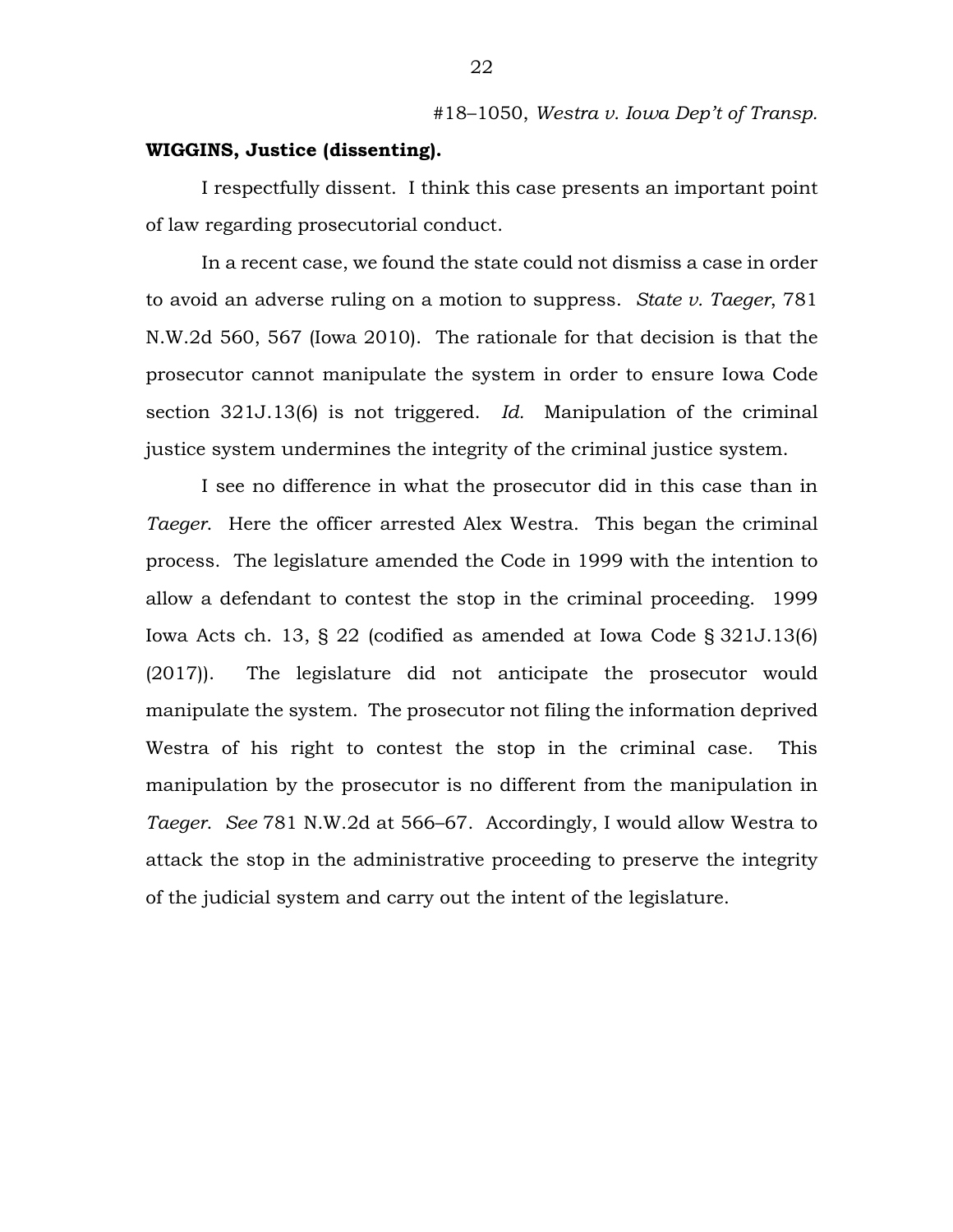#18–1050, *Westra v. Iowa Dep't of Transp.*

**WIGGINS, Justice (dissenting).**

I respectfully dissent. I think this case presents an important point of law regarding prosecutorial conduct.

In a recent case, we found the state could not dismiss a case in order to avoid an adverse ruling on a motion to suppress. *State v. Taeger*, 781 N.W.2d 560, 567 (Iowa 2010). The rationale for that decision is that the prosecutor cannot manipulate the system in order to ensure Iowa Code section 321J.13(6) is not triggered. *Id.* Manipulation of the criminal justice system undermines the integrity of the criminal justice system.

I see no difference in what the prosecutor did in this case than in *Taeger*. Here the officer arrested Alex Westra. This began the criminal process. The legislature amended the Code in 1999 with the intention to allow a defendant to contest the stop in the criminal proceeding. 1999 Iowa Acts ch. 13, § 22 (codified as amended at Iowa Code § 321J.13(6) (2017)). The legislature did not anticipate the prosecutor would manipulate the system. The prosecutor not filing the information deprived Westra of his right to contest the stop in the criminal case. This manipulation by the prosecutor is no different from the manipulation in *Taeger*. *See* 781 N.W.2d at 566–67. Accordingly, I would allow Westra to attack the stop in the administrative proceeding to preserve the integrity of the judicial system and carry out the intent of the legislature.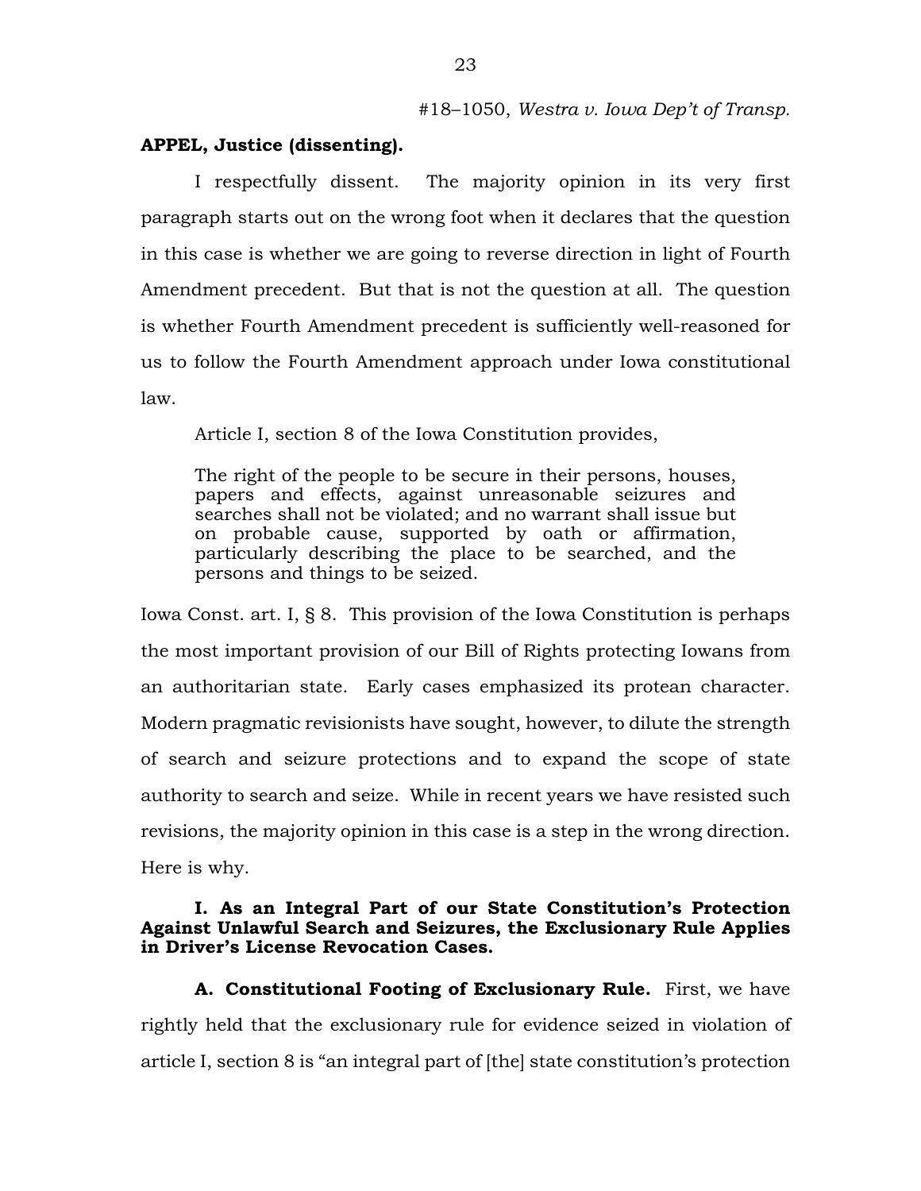**APPEL, Justice (dissenting).**

I respectfully dissent. The majority opinion in its very first paragraph starts out on the wrong foot when it declares that the question in this case is whether we are going to reverse direction in light of Fourth Amendment precedent. But that is not the question at all. The question is whether Fourth Amendment precedent is sufficiently well-reasoned for us to follow the Fourth Amendment approach under Iowa constitutional law.

Article I, section 8 of the Iowa Constitution provides,

> The right of the people to be secure in their persons, houses, papers and effects, against unreasonable seizures and searches shall not be violated; and no warrant shall issue but on probable cause, supported by oath or affirmation, particularly describing the place to be searched, and the persons and things to be seized.

Iowa Const. art. I, § 8. This provision of the Iowa Constitution is perhaps the most important provision of our Bill of Rights protecting Iowans from an authoritarian state. Early cases emphasized its protean character. Modern pragmatic revisionists have sought, however, to dilute the strength of search and seizure protections and to expand the scope of state authority to search and seize. While in recent years we have resisted such revisions, the majority opinion in this case is a step in the wrong direction. Here is why.

**I. As an Integral Part of our State Constitution's Protection Against Unlawful Search and Seizures, the Exclusionary Rule Applies in Driver's License Revocation Cases.**

**A. Constitutional Footing of Exclusionary Rule.** First, we have rightly held that the exclusionary rule for evidence seized in violation of article I, section 8 is "an integral part of [the] state constitution's protection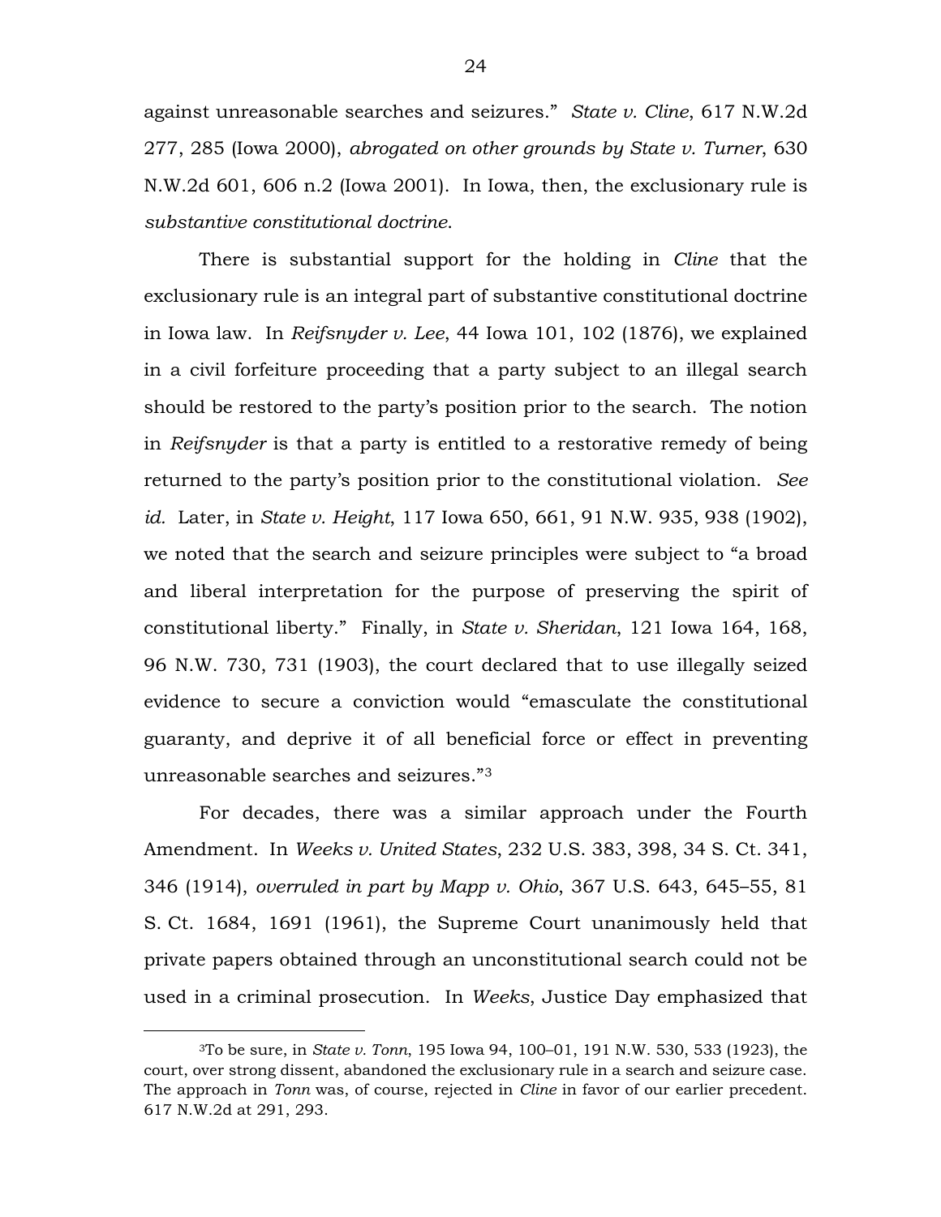against unreasonable searches and seizures." *State v. Cline*, 617 N.W.2d 277, 285 (Iowa 2000), *abrogated on other grounds by State v. Turner*, 630 N.W.2d 601, 606 n.2 (Iowa 2001). In Iowa, then, the exclusionary rule is *substantive constitutional doctrine*.

There is substantial support for the holding in *Cline* that the exclusionary rule is an integral part of substantive constitutional doctrine in Iowa law. In *Reifsnyder v. Lee*, 44 Iowa 101, 102 (1876), we explained in a civil forfeiture proceeding that a party subject to an illegal search should be restored to the party's position prior to the search. The notion in *Reifsnyder* is that a party is entitled to a restorative remedy of being returned to the party's position prior to the constitutional violation. *See id.* Later, in *State v. Height*, 117 Iowa 650, 661, 91 N.W. 935, 938 (1902), we noted that the search and seizure principles were subject to "a broad and liberal interpretation for the purpose of preserving the spirit of constitutional liberty." Finally, in *State v. Sheridan*, 121 Iowa 164, 168, 96 N.W. 730, 731 (1903), the court declared that to use illegally seized evidence to secure a conviction would "emasculate the constitutional guaranty, and deprive it of all beneficial force or effect in preventing unreasonable searches and seizures."[3]

For decades, there was a similar approach under the Fourth Amendment. In *Weeks v. United States*, 232 U.S. 383, 398, 34 S. Ct. 341, 346 (1914), *overruled in part by Mapp v. Ohio*, 367 U.S. 643, 645–55, 81 S. Ct. 1684, 1691 (1961), the Supreme Court unanimously held that private papers obtained through an unconstitutional search could not be used in a criminal prosecution. In *Weeks*, Justice Day emphasized that

---

[3]To be sure, in *State v. Tonn*, 195 Iowa 94, 100–01, 191 N.W. 530, 533 (1923), the court, over strong dissent, abandoned the exclusionary rule in a search and seizure case. The approach in *Tonn* was, of course, rejected in *Cline* in favor of our earlier precedent. 617 N.W.2d at 291, 293.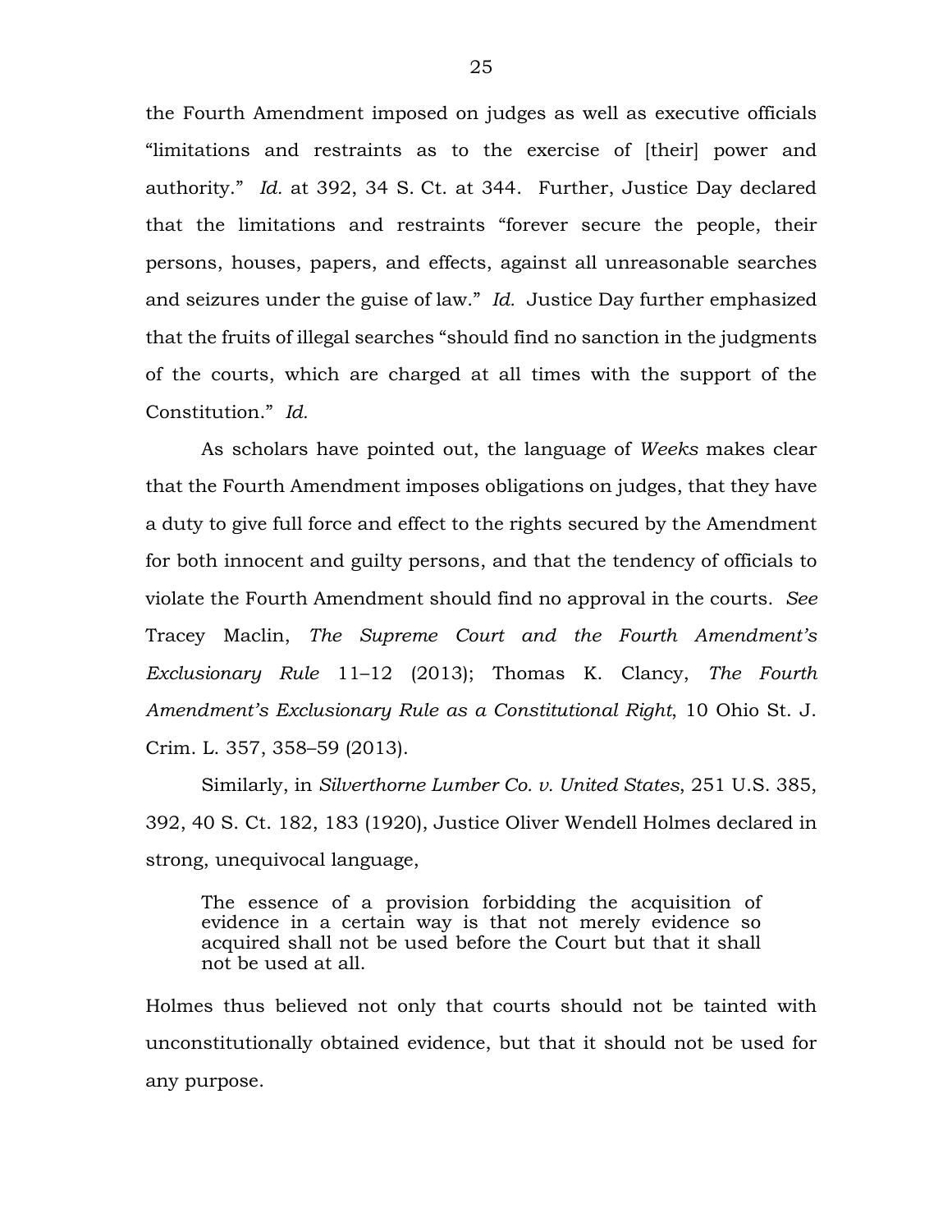the Fourth Amendment imposed on judges as well as executive officials "limitations and restraints as to the exercise of [their] power and authority." *Id.* at 392, 34 S. Ct. at 344. Further, Justice Day declared that the limitations and restraints "forever secure the people, their persons, houses, papers, and effects, against all unreasonable searches and seizures under the guise of law." *Id.* Justice Day further emphasized that the fruits of illegal searches "should find no sanction in the judgments of the courts, which are charged at all times with the support of the Constitution." *Id.*

As scholars have pointed out, the language of *Weeks* makes clear that the Fourth Amendment imposes obligations on judges, that they have a duty to give full force and effect to the rights secured by the Amendment for both innocent and guilty persons, and that the tendency of officials to violate the Fourth Amendment should find no approval in the courts. *See* Tracey Maclin, *The Supreme Court and the Fourth Amendment's Exclusionary Rule* 11–12 (2013); Thomas K. Clancy, *The Fourth Amendment's Exclusionary Rule as a Constitutional Right*, 10 Ohio St. J. Crim. L. 357, 358–59 (2013).

Similarly, in *Silverthorne Lumber Co. v. United States*, 251 U.S. 385, 392, 40 S. Ct. 182, 183 (1920), Justice Oliver Wendell Holmes declared in strong, unequivocal language,

> The essence of a provision forbidding the acquisition of evidence in a certain way is that not merely evidence so acquired shall not be used before the Court but that it shall not be used at all.

Holmes thus believed not only that courts should not be tainted with unconstitutionally obtained evidence, but that it should not be used for any purpose.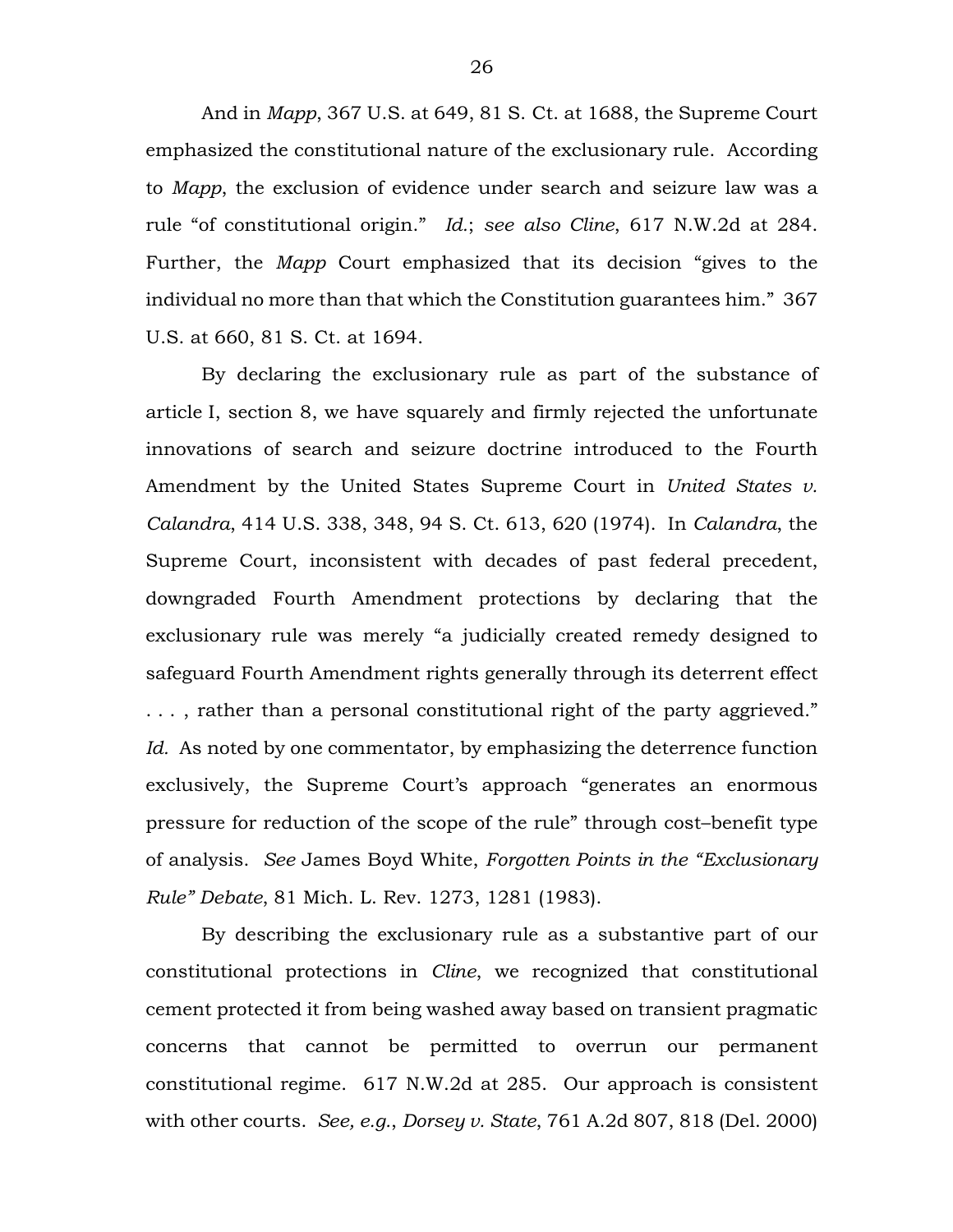And in *Mapp*, 367 U.S. at 649, 81 S. Ct. at 1688, the Supreme Court emphasized the constitutional nature of the exclusionary rule. According to *Mapp*, the exclusion of evidence under search and seizure law was a rule "of constitutional origin." *Id.*; *see also Cline*, 617 N.W.2d at 284. Further, the *Mapp* Court emphasized that its decision "gives to the individual no more than that which the Constitution guarantees him." 367 U.S. at 660, 81 S. Ct. at 1694.

By declaring the exclusionary rule as part of the substance of article I, section 8, we have squarely and firmly rejected the unfortunate innovations of search and seizure doctrine introduced to the Fourth Amendment by the United States Supreme Court in *United States v. Calandra*, 414 U.S. 338, 348, 94 S. Ct. 613, 620 (1974). In *Calandra*, the Supreme Court, inconsistent with decades of past federal precedent, downgraded Fourth Amendment protections by declaring that the exclusionary rule was merely "a judicially created remedy designed to safeguard Fourth Amendment rights generally through its deterrent effect . . . , rather than a personal constitutional right of the party aggrieved." *Id.* As noted by one commentator, by emphasizing the deterrence function exclusively, the Supreme Court's approach "generates an enormous pressure for reduction of the scope of the rule" through cost–benefit type of analysis. *See* James Boyd White, *Forgotten Points in the "Exclusionary Rule" Debate*, 81 Mich. L. Rev. 1273, 1281 (1983).

By describing the exclusionary rule as a substantive part of our constitutional protections in *Cline*, we recognized that constitutional cement protected it from being washed away based on transient pragmatic concerns that cannot be permitted to overrun our permanent constitutional regime. 617 N.W.2d at 285. Our approach is consistent with other courts. *See, e.g.*, *Dorsey v. State*, 761 A.2d 807, 818 (Del. 2000)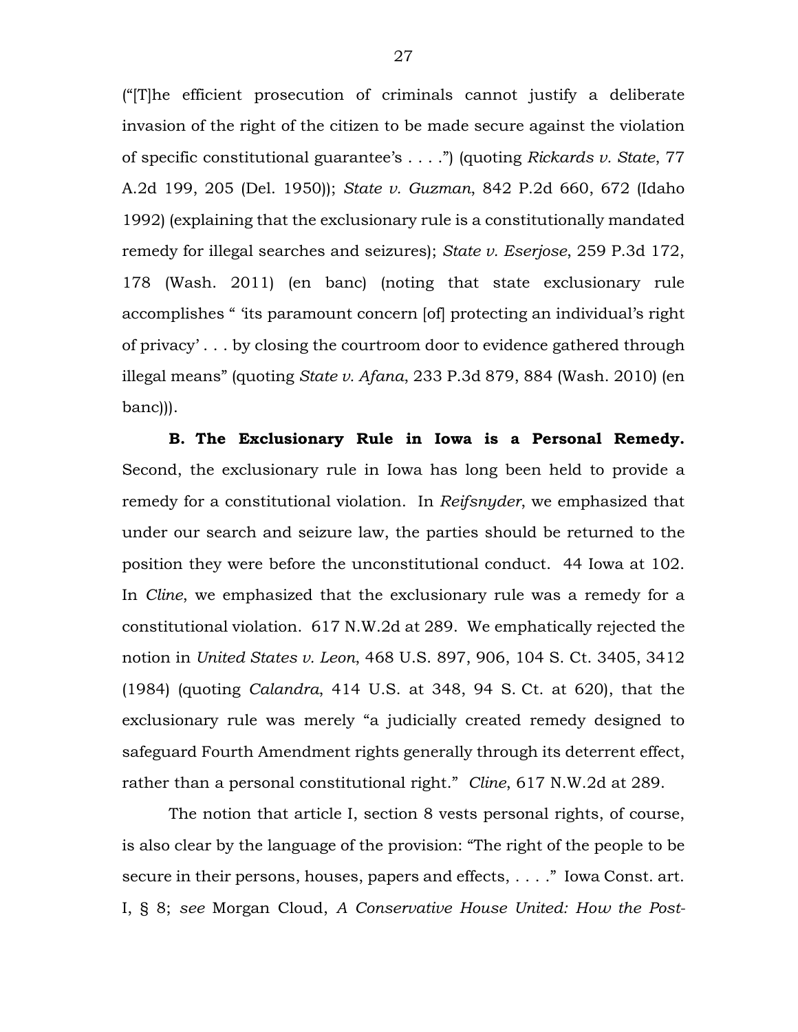("[T]he efficient prosecution of criminals cannot justify a deliberate invasion of the right of the citizen to be made secure against the violation of specific constitutional guarantee's . . . .") (quoting *Rickards v. State*, 77 A.2d 199, 205 (Del. 1950)); *State v. Guzman*, 842 P.2d 660, 672 (Idaho 1992) (explaining that the exclusionary rule is a constitutionally mandated remedy for illegal searches and seizures); *State v. Eserjose*, 259 P.3d 172, 178 (Wash. 2011) (en banc) (noting that state exclusionary rule accomplishes " 'its paramount concern [of] protecting an individual's right of privacy' . . . by closing the courtroom door to evidence gathered through illegal means" (quoting *State v. Afana*, 233 P.3d 879, 884 (Wash. 2010) (en banc))).

**B. The Exclusionary Rule in Iowa is a Personal Remedy.** Second, the exclusionary rule in Iowa has long been held to provide a remedy for a constitutional violation. In *Reifsnyder*, we emphasized that under our search and seizure law, the parties should be returned to the position they were before the unconstitutional conduct. 44 Iowa at 102. In *Cline*, we emphasized that the exclusionary rule was a remedy for a constitutional violation. 617 N.W.2d at 289. We emphatically rejected the notion in *United States v. Leon*, 468 U.S. 897, 906, 104 S. Ct. 3405, 3412 (1984) (quoting *Calandra*, 414 U.S. at 348, 94 S. Ct. at 620), that the exclusionary rule was merely "a judicially created remedy designed to safeguard Fourth Amendment rights generally through its deterrent effect, rather than a personal constitutional right." *Cline*, 617 N.W.2d at 289.

The notion that article I, section 8 vests personal rights, of course, is also clear by the language of the provision: "The right of the people to be secure in their persons, houses, papers and effects, . . . ." Iowa Const. art. I, § 8; *see* Morgan Cloud, *A Conservative House United: How the Post-*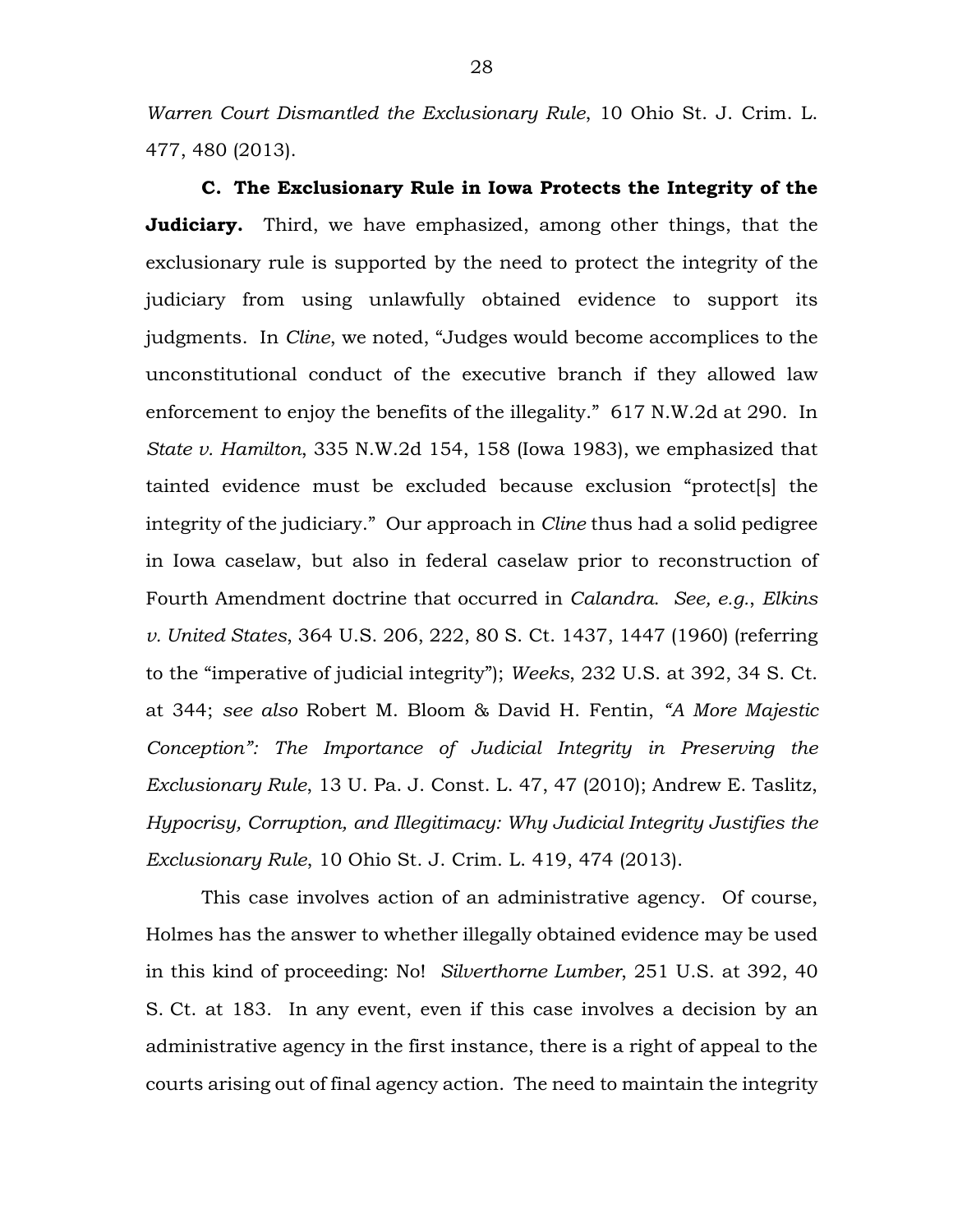*Warren Court Dismantled the Exclusionary Rule*, 10 Ohio St. J. Crim. L. 477, 480 (2013).

**C. The Exclusionary Rule in Iowa Protects the Integrity of the Judiciary.** Third, we have emphasized, among other things, that the exclusionary rule is supported by the need to protect the integrity of the judiciary from using unlawfully obtained evidence to support its judgments. In *Cline*, we noted, "Judges would become accomplices to the unconstitutional conduct of the executive branch if they allowed law enforcement to enjoy the benefits of the illegality." 617 N.W.2d at 290. In *State v. Hamilton*, 335 N.W.2d 154, 158 (Iowa 1983), we emphasized that tainted evidence must be excluded because exclusion "protect[s] the integrity of the judiciary." Our approach in *Cline* thus had a solid pedigree in Iowa caselaw, but also in federal caselaw prior to reconstruction of Fourth Amendment doctrine that occurred in *Calandra*. *See, e.g.*, *Elkins v. United States*, 364 U.S. 206, 222, 80 S. Ct. 1437, 1447 (1960) (referring to the "imperative of judicial integrity"); *Weeks*, 232 U.S. at 392, 34 S. Ct. at 344; *see also* Robert M. Bloom & David H. Fentin, *"A More Majestic Conception": The Importance of Judicial Integrity in Preserving the Exclusionary Rule*, 13 U. Pa. J. Const. L. 47, 47 (2010); Andrew E. Taslitz, *Hypocrisy, Corruption, and Illegitimacy: Why Judicial Integrity Justifies the Exclusionary Rule*, 10 Ohio St. J. Crim. L. 419, 474 (2013).

This case involves action of an administrative agency. Of course, Holmes has the answer to whether illegally obtained evidence may be used in this kind of proceeding: No! *Silverthorne Lumber*, 251 U.S. at 392, 40 S. Ct. at 183. In any event, even if this case involves a decision by an administrative agency in the first instance, there is a right of appeal to the courts arising out of final agency action. The need to maintain the integrity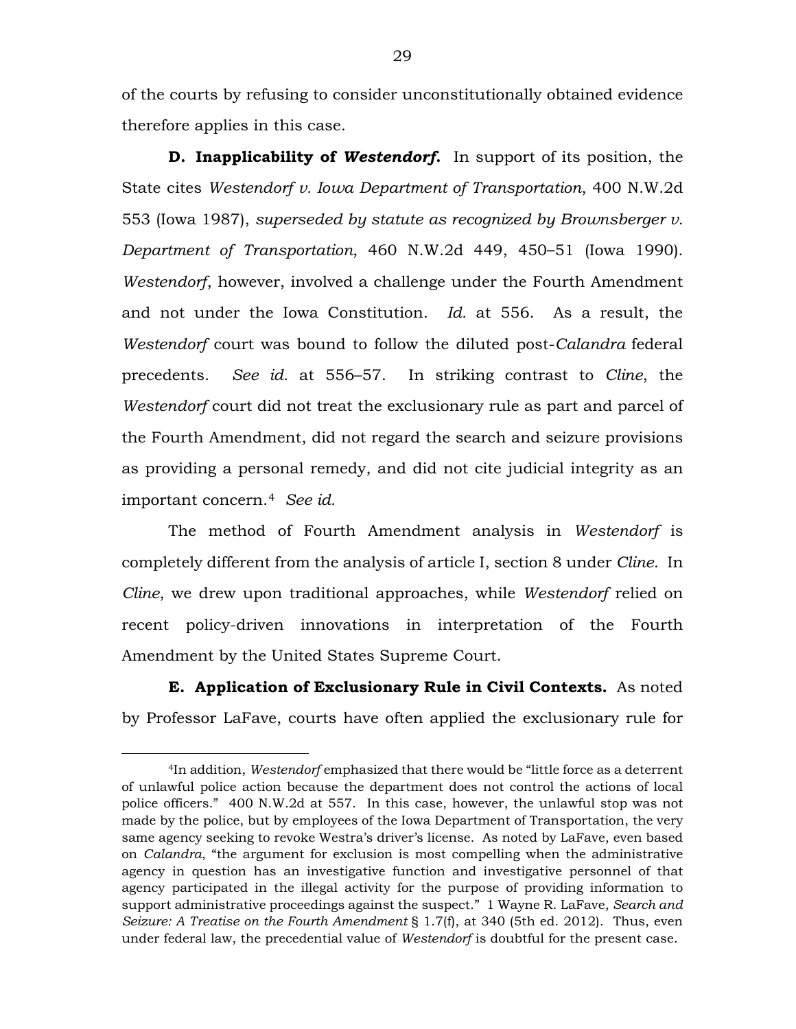of the courts by refusing to consider unconstitutionally obtained evidence therefore applies in this case.

**D. Inapplicability of *Westendorf*.** In support of its position, the State cites *Westendorf v. Iowa Department of Transportation*, 400 N.W.2d 553 (Iowa 1987), *superseded by statute as recognized by Brownsberger v. Department of Transportation*, 460 N.W.2d 449, 450–51 (Iowa 1990). *Westendorf*, however, involved a challenge under the Fourth Amendment and not under the Iowa Constitution. *Id.* at 556. As a result, the *Westendorf* court was bound to follow the diluted post-*Calandra* federal precedents. *See id.* at 556–57. In striking contrast to *Cline*, the *Westendorf* court did not treat the exclusionary rule as part and parcel of the Fourth Amendment, did not regard the search and seizure provisions as providing a personal remedy, and did not cite judicial integrity as an important concern.[4] *See id.*

The method of Fourth Amendment analysis in *Westendorf* is completely different from the analysis of article I, section 8 under *Cline*. In *Cline*, we drew upon traditional approaches, while *Westendorf* relied on recent policy-driven innovations in interpretation of the Fourth Amendment by the United States Supreme Court.

**E. Application of Exclusionary Rule in Civil Contexts.** As noted by Professor LaFave, courts have often applied the exclusionary rule for

---

[4]In addition, *Westendorf* emphasized that there would be "little force as a deterrent of unlawful police action because the department does not control the actions of local police officers." 400 N.W.2d at 557. In this case, however, the unlawful stop was not made by the police, but by employees of the Iowa Department of Transportation, the very same agency seeking to revoke Westra's driver's license. As noted by LaFave, even based on *Calandra*, "the argument for exclusion is most compelling when the administrative agency in question has an investigative function and investigative personnel of that agency participated in the illegal activity for the purpose of providing information to support administrative proceedings against the suspect." 1 Wayne R. LaFave, *Search and Seizure: A Treatise on the Fourth Amendment* § 1.7(f), at 340 (5th ed. 2012). Thus, even under federal law, the precedential value of *Westendorf* is doubtful for the present case.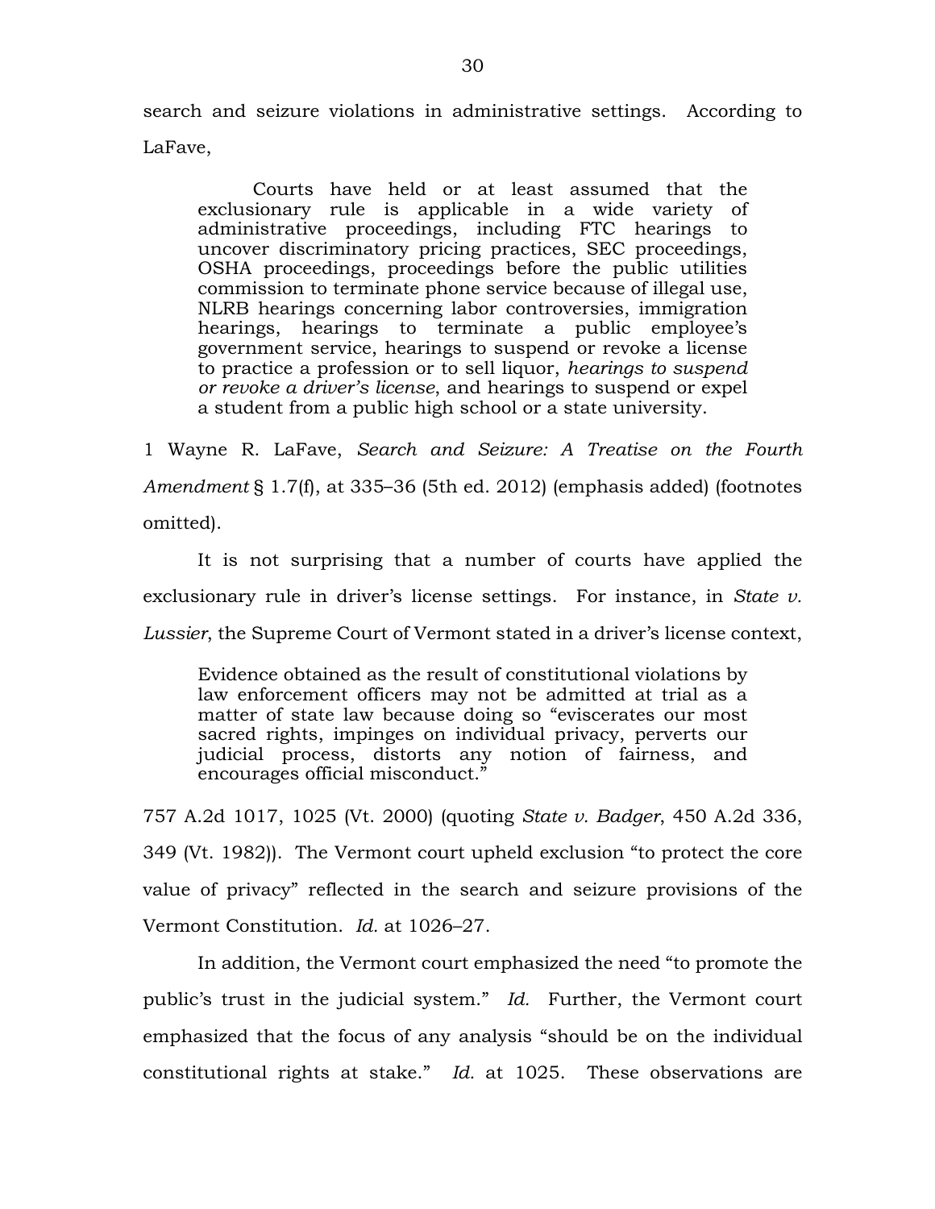search and seizure violations in administrative settings. According to LaFave,

> Courts have held or at least assumed that the exclusionary rule is applicable in a wide variety of administrative proceedings, including FTC hearings to uncover discriminatory pricing practices, SEC proceedings, OSHA proceedings, proceedings before the public utilities commission to terminate phone service because of illegal use, NLRB hearings concerning labor controversies, immigration hearings, hearings to terminate a public employee's government service, hearings to suspend or revoke a license to practice a profession or to sell liquor, *hearings to suspend or revoke a driver's license*, and hearings to suspend or expel a student from a public high school or a state university.

1 Wayne R. LaFave, *Search and Seizure: A Treatise on the Fourth Amendment* § 1.7(f), at 335–36 (5th ed. 2012) (emphasis added) (footnotes omitted).

It is not surprising that a number of courts have applied the exclusionary rule in driver's license settings. For instance, in *State v. Lussier*, the Supreme Court of Vermont stated in a driver's license context,

> Evidence obtained as the result of constitutional violations by law enforcement officers may not be admitted at trial as a matter of state law because doing so "eviscerates our most sacred rights, impinges on individual privacy, perverts our judicial process, distorts any notion of fairness, and encourages official misconduct."

757 A.2d 1017, 1025 (Vt. 2000) (quoting *State v. Badger*, 450 A.2d 336, 349 (Vt. 1982)). The Vermont court upheld exclusion "to protect the core value of privacy" reflected in the search and seizure provisions of the Vermont Constitution. *Id.* at 1026–27.

In addition, the Vermont court emphasized the need "to promote the public's trust in the judicial system." *Id.* Further, the Vermont court emphasized that the focus of any analysis "should be on the individual constitutional rights at stake." *Id.* at 1025. These observations are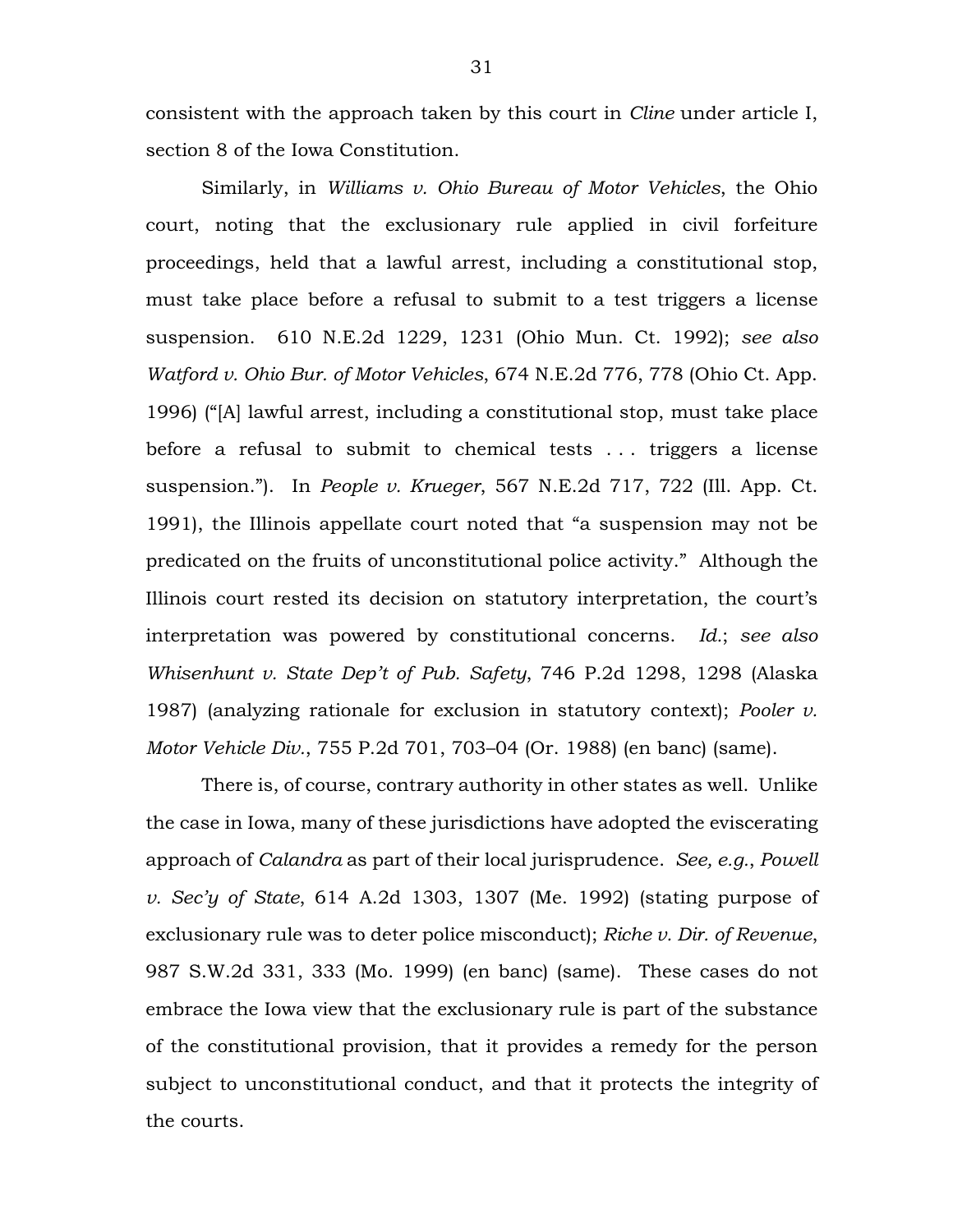consistent with the approach taken by this court in *Cline* under article I, section 8 of the Iowa Constitution.

Similarly, in *Williams v. Ohio Bureau of Motor Vehicles*, the Ohio court, noting that the exclusionary rule applied in civil forfeiture proceedings, held that a lawful arrest, including a constitutional stop, must take place before a refusal to submit to a test triggers a license suspension. 610 N.E.2d 1229, 1231 (Ohio Mun. Ct. 1992); *see also Watford v. Ohio Bur. of Motor Vehicles*, 674 N.E.2d 776, 778 (Ohio Ct. App. 1996) ("[A] lawful arrest, including a constitutional stop, must take place before a refusal to submit to chemical tests . . . triggers a license suspension."). In *People v. Krueger*, 567 N.E.2d 717, 722 (Ill. App. Ct. 1991), the Illinois appellate court noted that "a suspension may not be predicated on the fruits of unconstitutional police activity." Although the Illinois court rested its decision on statutory interpretation, the court's interpretation was powered by constitutional concerns. *Id.*; *see also Whisenhunt v. State Dep't of Pub. Safety*, 746 P.2d 1298, 1298 (Alaska 1987) (analyzing rationale for exclusion in statutory context); *Pooler v. Motor Vehicle Div.*, 755 P.2d 701, 703–04 (Or. 1988) (en banc) (same).

There is, of course, contrary authority in other states as well. Unlike the case in Iowa, many of these jurisdictions have adopted the eviscerating approach of *Calandra* as part of their local jurisprudence. *See, e.g.*, *Powell v. Sec'y of State*, 614 A.2d 1303, 1307 (Me. 1992) (stating purpose of exclusionary rule was to deter police misconduct); *Riche v. Dir. of Revenue*, 987 S.W.2d 331, 333 (Mo. 1999) (en banc) (same). These cases do not embrace the Iowa view that the exclusionary rule is part of the substance of the constitutional provision, that it provides a remedy for the person subject to unconstitutional conduct, and that it protects the integrity of the courts.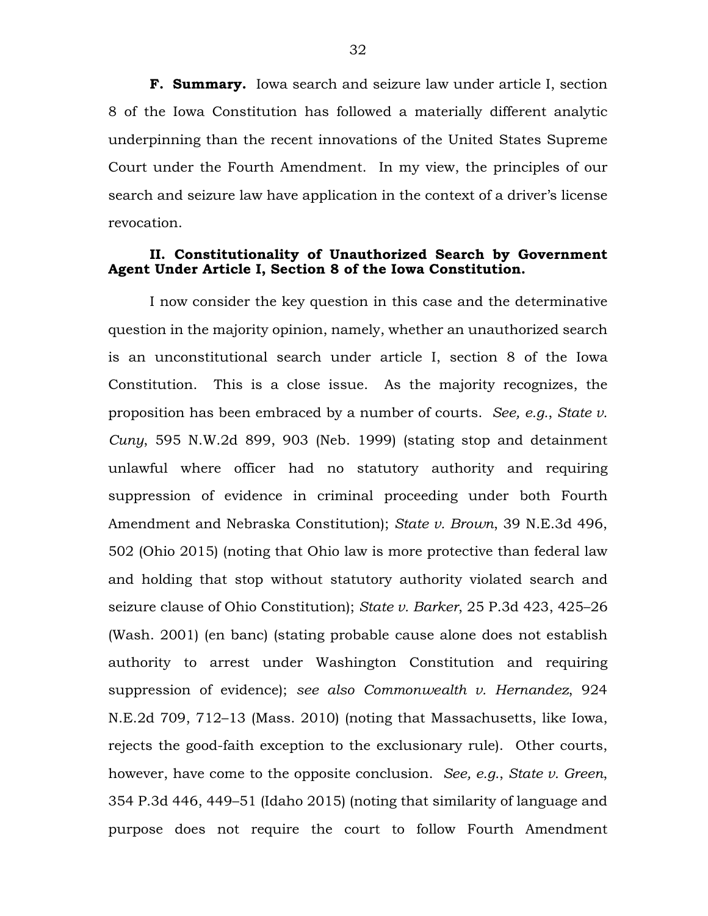**F. Summary.** Iowa search and seizure law under article I, section 8 of the Iowa Constitution has followed a materially different analytic underpinning than the recent innovations of the United States Supreme Court under the Fourth Amendment. In my view, the principles of our search and seizure law have application in the context of a driver's license revocation.

**II. Constitutionality of Unauthorized Search by Government Agent Under Article I, Section 8 of the Iowa Constitution.**

I now consider the key question in this case and the determinative question in the majority opinion, namely, whether an unauthorized search is an unconstitutional search under article I, section 8 of the Iowa Constitution. This is a close issue. As the majority recognizes, the proposition has been embraced by a number of courts. *See, e.g.*, *State v. Cuny*, 595 N.W.2d 899, 903 (Neb. 1999) (stating stop and detainment unlawful where officer had no statutory authority and requiring suppression of evidence in criminal proceeding under both Fourth Amendment and Nebraska Constitution); *State v. Brown*, 39 N.E.3d 496, 502 (Ohio 2015) (noting that Ohio law is more protective than federal law and holding that stop without statutory authority violated search and seizure clause of Ohio Constitution); *State v. Barker*, 25 P.3d 423, 425–26 (Wash. 2001) (en banc) (stating probable cause alone does not establish authority to arrest under Washington Constitution and requiring suppression of evidence); *see also Commonwealth v. Hernandez*, 924 N.E.2d 709, 712–13 (Mass. 2010) (noting that Massachusetts, like Iowa, rejects the good-faith exception to the exclusionary rule). Other courts, however, have come to the opposite conclusion. *See, e.g.*, *State v. Green*, 354 P.3d 446, 449–51 (Idaho 2015) (noting that similarity of language and purpose does not require the court to follow Fourth Amendment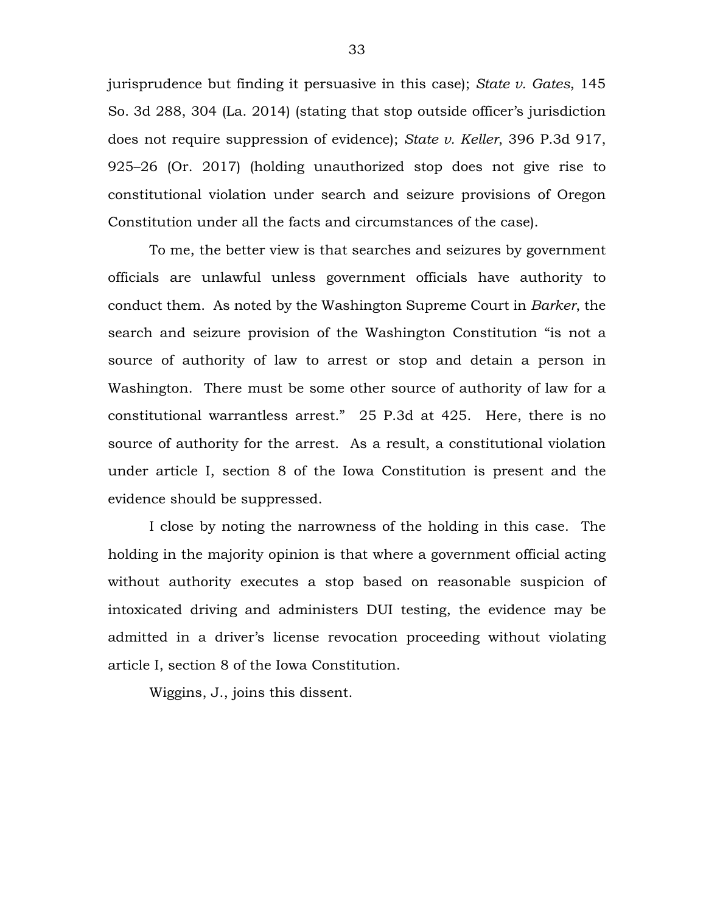jurisprudence but finding it persuasive in this case); *State v. Gates*, 145 So. 3d 288, 304 (La. 2014) (stating that stop outside officer's jurisdiction does not require suppression of evidence); *State v. Keller*, 396 P.3d 917, 925–26 (Or. 2017) (holding unauthorized stop does not give rise to constitutional violation under search and seizure provisions of Oregon Constitution under all the facts and circumstances of the case).

To me, the better view is that searches and seizures by government officials are unlawful unless government officials have authority to conduct them. As noted by the Washington Supreme Court in *Barker*, the search and seizure provision of the Washington Constitution "is not a source of authority of law to arrest or stop and detain a person in Washington. There must be some other source of authority of law for a constitutional warrantless arrest." 25 P.3d at 425. Here, there is no source of authority for the arrest. As a result, a constitutional violation under article I, section 8 of the Iowa Constitution is present and the evidence should be suppressed.

I close by noting the narrowness of the holding in this case. The holding in the majority opinion is that where a government official acting without authority executes a stop based on reasonable suspicion of intoxicated driving and administers DUI testing, the evidence may be admitted in a driver's license revocation proceeding without violating article I, section 8 of the Iowa Constitution.

Wiggins, J., joins this dissent.